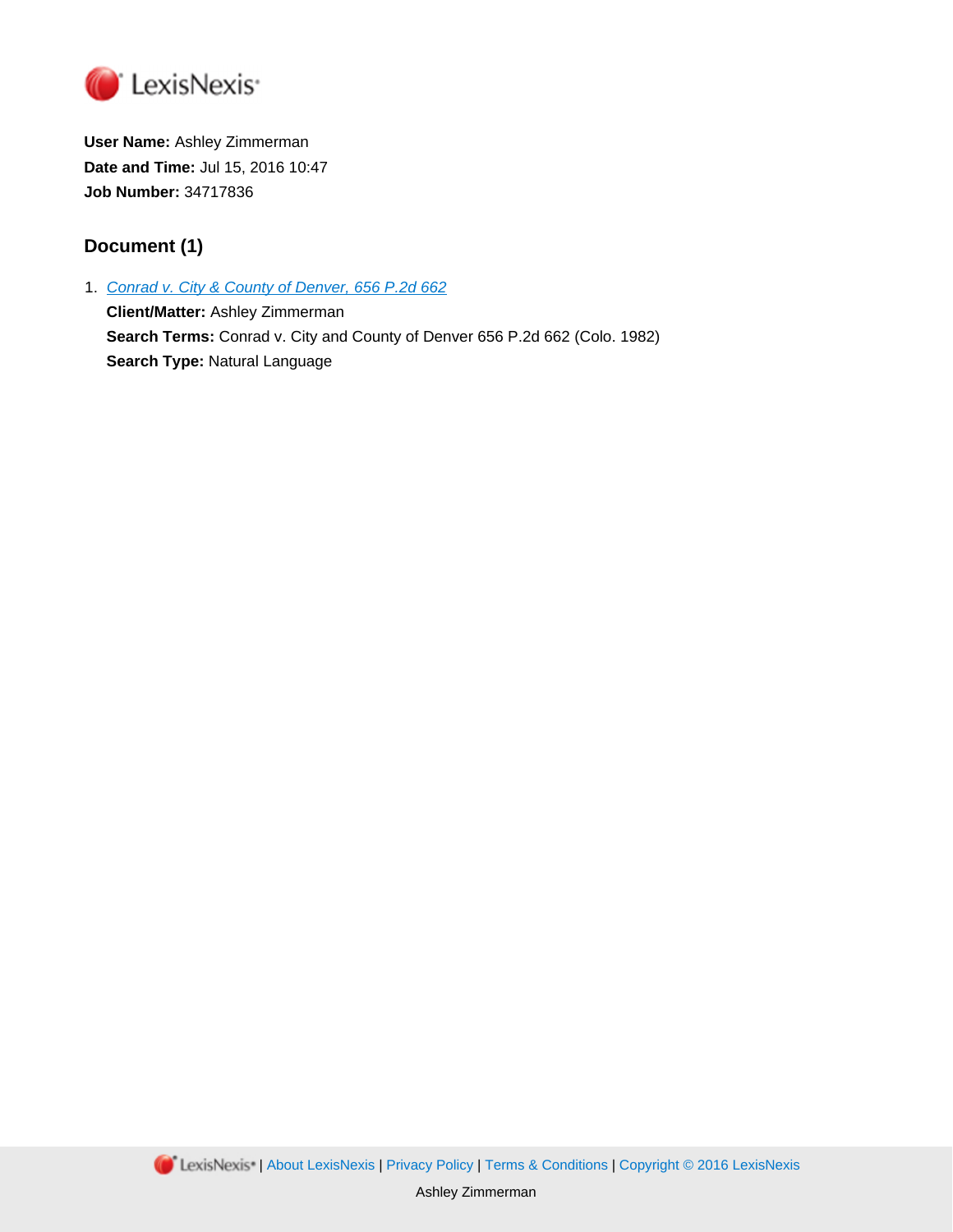**User Name:** Ashley Zimmerman
**Date and Time:** Jul 15, 2016 10:47
**Job Number:** 34717836

## Document (1)

1. Conrad v. City & County of Denver, 656 P.2d 662
   **Client/Matter:** Ashley Zimmerman
   **Search Terms:** Conrad v. City and County of Denver 656 P.2d 662 (Colo. 1982)
   **Search Type:** Natural Language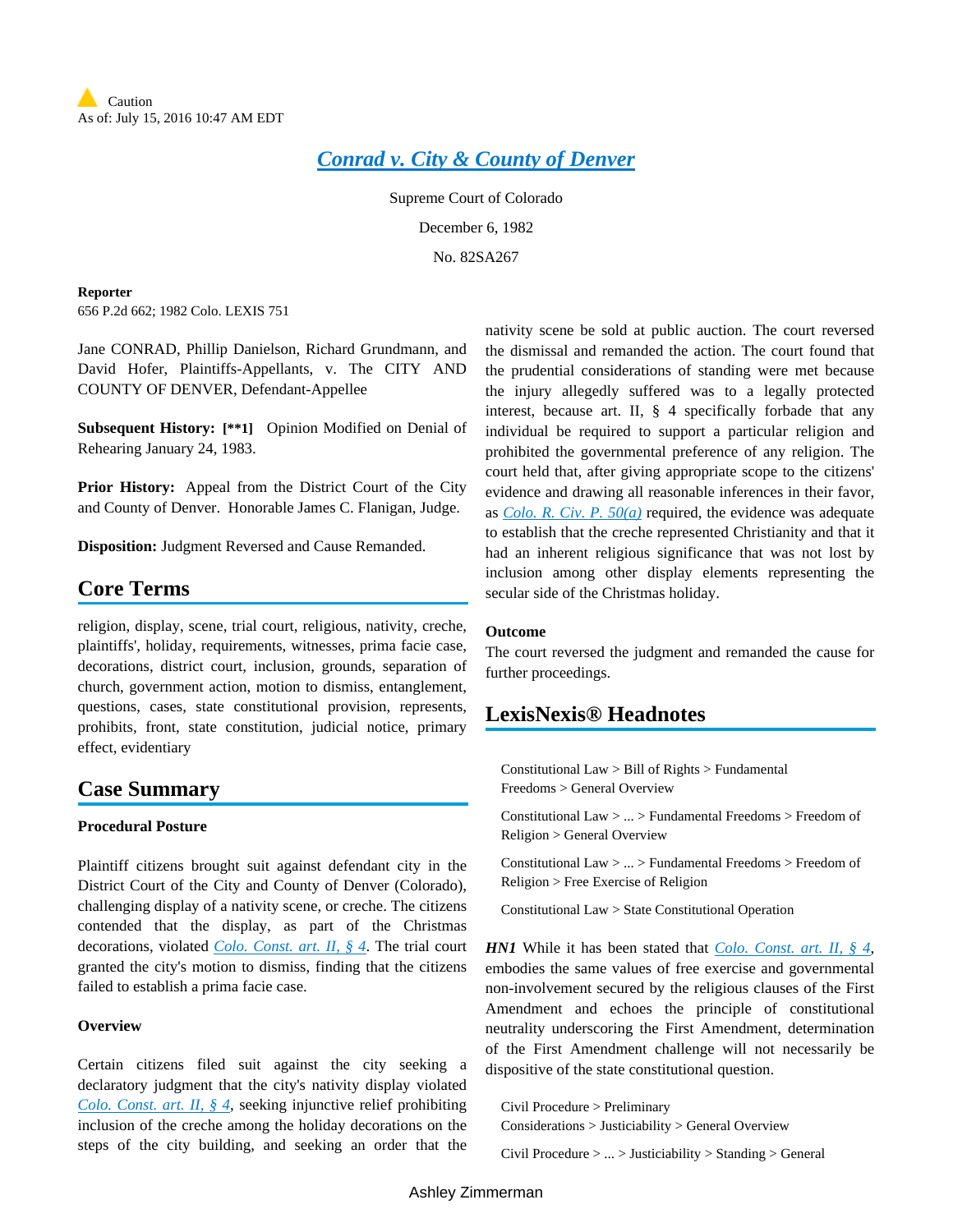Caution
As of: July 15, 2016 10:47 AM EDT

# Conrad v. City & County of Denver

Supreme Court of Colorado

December 6, 1982

No. 82SA267

**Reporter**

656 P.2d 662; 1982 Colo. LEXIS 751

Jane CONRAD, Phillip Danielson, Richard Grundmann, and David Hofer, Plaintiffs-Appellants, v. The CITY AND COUNTY OF DENVER, Defendant-Appellee

**Subsequent History:** **[**1]** Opinion Modified on Denial of Rehearing January 24, 1983.

**Prior History:** Appeal from the District Court of the City and County of Denver. Honorable James C. Flanigan, Judge.

**Disposition:** Judgment Reversed and Cause Remanded.

## Core Terms

religion, display, scene, trial court, religious, nativity, creche, plaintiffs', holiday, requirements, witnesses, prima facie case, decorations, district court, inclusion, grounds, separation of church, government action, motion to dismiss, entanglement, questions, cases, state constitutional provision, represents, prohibits, front, state constitution, judicial notice, primary effect, evidentiary

## Case Summary

### Procedural Posture

Plaintiff citizens brought suit against defendant city in the District Court of the City and County of Denver (Colorado), challenging display of a nativity scene, or creche. The citizens contended that the display, as part of the Christmas decorations, violated *Colo. Const. art. II, § 4*. The trial court granted the city's motion to dismiss, finding that the citizens failed to establish a prima facie case.

### Overview

Certain citizens filed suit against the city seeking a declaratory judgment that the city's nativity display violated *Colo. Const. art. II, § 4*, seeking injunctive relief prohibiting inclusion of the creche among the holiday decorations on the steps of the city building, and seeking an order that the nativity scene be sold at public auction. The court reversed the dismissal and remanded the action. The court found that the prudential considerations of standing were met because the injury allegedly suffered was to a legally protected interest, because art. II, § 4 specifically forbade that any individual be required to support a particular religion and prohibited the governmental preference of any religion. The court held that, after giving appropriate scope to the citizens' evidence and drawing all reasonable inferences in their favor, as *Colo. R. Civ. P. 50(a)* required, the evidence was adequate to establish that the creche represented Christianity and that it had an inherent religious significance that was not lost by inclusion among other display elements representing the secular side of the Christmas holiday.

### Outcome

The court reversed the judgment and remanded the cause for further proceedings.

## LexisNexis® Headnotes

Constitutional Law > Bill of Rights > Fundamental Freedoms > General Overview

Constitutional Law > ... > Fundamental Freedoms > Freedom of Religion > General Overview

Constitutional Law > ... > Fundamental Freedoms > Freedom of Religion > Free Exercise of Religion

Constitutional Law > State Constitutional Operation

***HN1*** While it has been stated that *Colo. Const. art. II, § 4*, embodies the same values of free exercise and governmental non-involvement secured by the religious clauses of the First Amendment and echoes the principle of constitutional neutrality underscoring the First Amendment, determination of the First Amendment challenge will not necessarily be dispositive of the state constitutional question.

Civil Procedure > Preliminary Considerations > Justiciability > General Overview

Civil Procedure > ... > Justiciability > Standing > General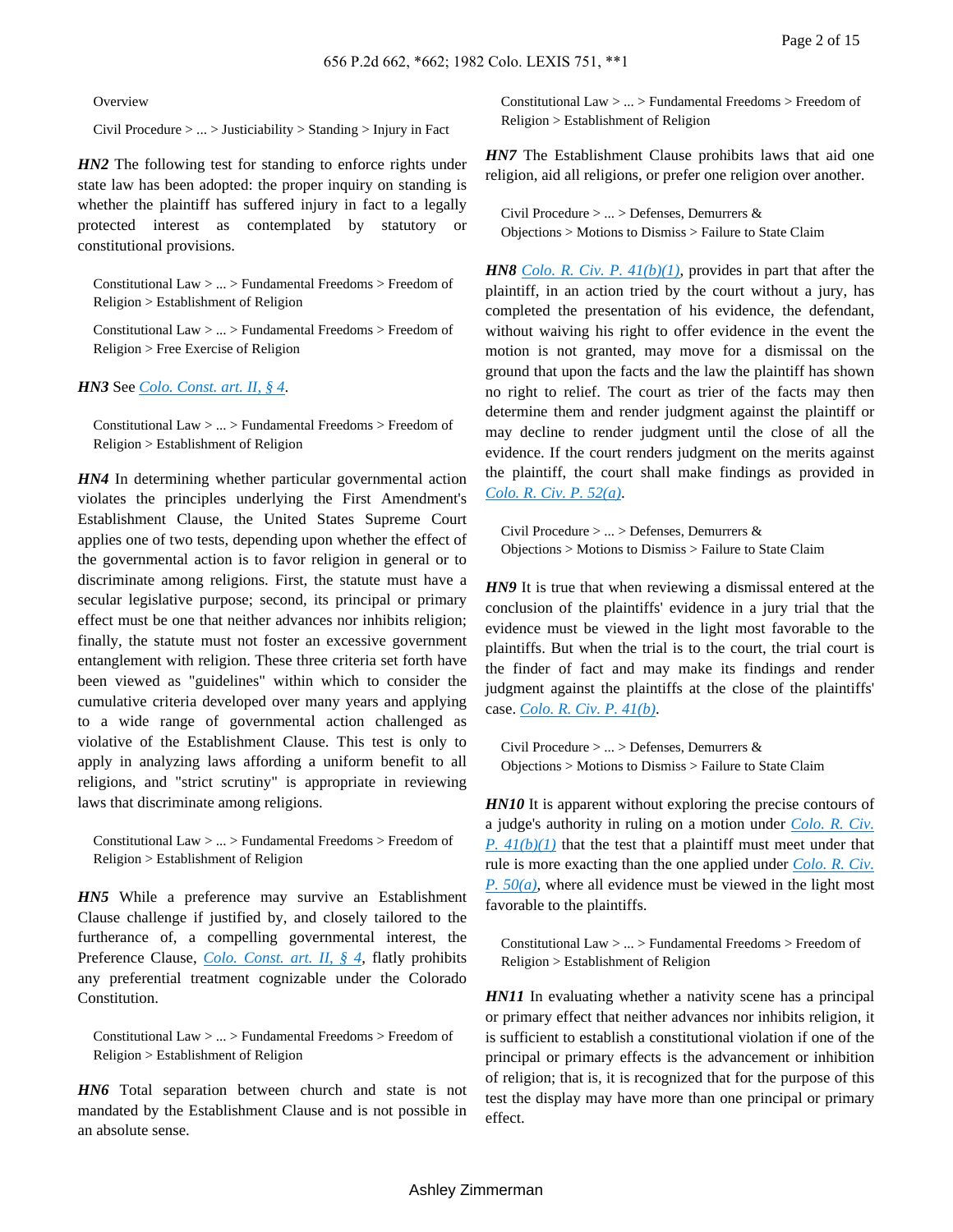Overview

Civil Procedure > ... > Justiciability > Standing > Injury in Fact

***HN2*** The following test for standing to enforce rights under state law has been adopted: the proper inquiry on standing is whether the plaintiff has suffered injury in fact to a legally protected interest as contemplated by statutory or constitutional provisions.

Constitutional Law > ... > Fundamental Freedoms > Freedom of Religion > Establishment of Religion

Constitutional Law > ... > Fundamental Freedoms > Freedom of Religion > Free Exercise of Religion

***HN3*** See *Colo. Const. art. II, § 4*.

Constitutional Law > ... > Fundamental Freedoms > Freedom of Religion > Establishment of Religion

***HN4*** In determining whether particular governmental action violates the principles underlying the First Amendment's Establishment Clause, the United States Supreme Court applies one of two tests, depending upon whether the effect of the governmental action is to favor religion in general or to discriminate among religions. First, the statute must have a secular legislative purpose; second, its principal or primary effect must be one that neither advances nor inhibits religion; finally, the statute must not foster an excessive government entanglement with religion. These three criteria set forth have been viewed as "guidelines" within which to consider the cumulative criteria developed over many years and applying to a wide range of governmental action challenged as violative of the Establishment Clause. This test is only to apply in analyzing laws affording a uniform benefit to all religions, and "strict scrutiny" is appropriate in reviewing laws that discriminate among religions.

Constitutional Law > ... > Fundamental Freedoms > Freedom of Religion > Establishment of Religion

***HN5*** While a preference may survive an Establishment Clause challenge if justified by, and closely tailored to the furtherance of, a compelling governmental interest, the Preference Clause, *Colo. Const. art. II, § 4*, flatly prohibits any preferential treatment cognizable under the Colorado Constitution.

Constitutional Law > ... > Fundamental Freedoms > Freedom of Religion > Establishment of Religion

***HN6*** Total separation between church and state is not mandated by the Establishment Clause and is not possible in an absolute sense.

Constitutional Law > ... > Fundamental Freedoms > Freedom of Religion > Establishment of Religion

***HN7*** The Establishment Clause prohibits laws that aid one religion, aid all religions, or prefer one religion over another.

Civil Procedure > ... > Defenses, Demurrers & Objections > Motions to Dismiss > Failure to State Claim

***HN8*** *Colo. R. Civ. P. 41(b)(1)*, provides in part that after the plaintiff, in an action tried by the court without a jury, has completed the presentation of his evidence, the defendant, without waiving his right to offer evidence in the event the motion is not granted, may move for a dismissal on the ground that upon the facts and the law the plaintiff has shown no right to relief. The court as trier of the facts may then determine them and render judgment against the plaintiff or may decline to render judgment until the close of all the evidence. If the court renders judgment on the merits against the plaintiff, the court shall make findings as provided in *Colo. R. Civ. P. 52(a)*.

Civil Procedure > ... > Defenses, Demurrers & Objections > Motions to Dismiss > Failure to State Claim

***HN9*** It is true that when reviewing a dismissal entered at the conclusion of the plaintiffs' evidence in a jury trial that the evidence must be viewed in the light most favorable to the plaintiffs. But when the trial is to the court, the trial court is the finder of fact and may make its findings and render judgment against the plaintiffs at the close of the plaintiffs' case. *Colo. R. Civ. P. 41(b)*.

Civil Procedure > ... > Defenses, Demurrers & Objections > Motions to Dismiss > Failure to State Claim

***HN10*** It is apparent without exploring the precise contours of a judge's authority in ruling on a motion under *Colo. R. Civ. P. 41(b)(1)* that the test that a plaintiff must meet under that rule is more exacting than the one applied under *Colo. R. Civ. P. 50(a)*, where all evidence must be viewed in the light most favorable to the plaintiffs.

Constitutional Law > ... > Fundamental Freedoms > Freedom of Religion > Establishment of Religion

***HN11*** In evaluating whether a nativity scene has a principal or primary effect that neither advances nor inhibits religion, it is sufficient to establish a constitutional violation if one of the principal or primary effects is the advancement or inhibition of religion; that is, it is recognized that for the purpose of this test the display may have more than one principal or primary effect.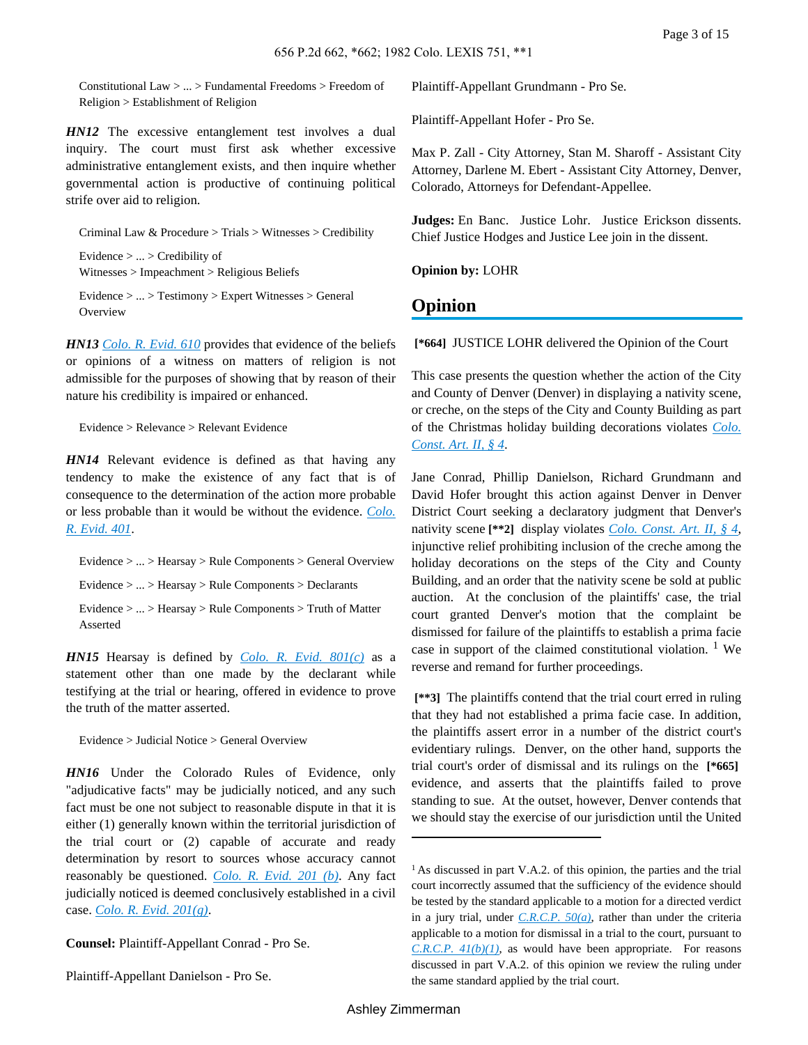Constitutional Law > ... > Fundamental Freedoms > Freedom of Religion > Establishment of Religion

***HN12*** The excessive entanglement test involves a dual inquiry. The court must first ask whether excessive administrative entanglement exists, and then inquire whether governmental action is productive of continuing political strife over aid to religion.

Criminal Law & Procedure > Trials > Witnesses > Credibility

Evidence > ... > Credibility of Witnesses > Impeachment > Religious Beliefs

Evidence > ... > Testimony > Expert Witnesses > General Overview

***HN13*** Colo. R. Evid. 610 provides that evidence of the beliefs or opinions of a witness on matters of religion is not admissible for the purposes of showing that by reason of their nature his credibility is impaired or enhanced.

Evidence > Relevance > Relevant Evidence

***HN14*** Relevant evidence is defined as that having any tendency to make the existence of any fact that is of consequence to the determination of the action more probable or less probable than it would be without the evidence. Colo. R. Evid. 401.

Evidence > ... > Hearsay > Rule Components > General Overview

Evidence > ... > Hearsay > Rule Components > Declarants

Evidence > ... > Hearsay > Rule Components > Truth of Matter Asserted

***HN15*** Hearsay is defined by Colo. R. Evid. 801(c) as a statement other than one made by the declarant while testifying at the trial or hearing, offered in evidence to prove the truth of the matter asserted.

Evidence > Judicial Notice > General Overview

***HN16*** Under the Colorado Rules of Evidence, only "adjudicative facts" may be judicially noticed, and any such fact must be one not subject to reasonable dispute in that it is either (1) generally known within the territorial jurisdiction of the trial court or (2) capable of accurate and ready determination by resort to sources whose accuracy cannot reasonably be questioned. Colo. R. Evid. 201 (b). Any fact judicially noticed is deemed conclusively established in a civil case. Colo. R. Evid. 201(g).

**Counsel:** Plaintiff-Appellant Conrad - Pro Se.

Plaintiff-Appellant Danielson - Pro Se.

Plaintiff-Appellant Grundmann - Pro Se.

Plaintiff-Appellant Hofer - Pro Se.

Max P. Zall - City Attorney, Stan M. Sharoff - Assistant City Attorney, Darlene M. Ebert - Assistant City Attorney, Denver, Colorado, Attorneys for Defendant-Appellee.

**Judges:** En Banc. Justice Lohr. Justice Erickson dissents. Chief Justice Hodges and Justice Lee join in the dissent.

**Opinion by:** LOHR

# Opinion

**[\*664]** JUSTICE LOHR delivered the Opinion of the Court

This case presents the question whether the action of the City and County of Denver (Denver) in displaying a nativity scene, or creche, on the steps of the City and County Building as part of the Christmas holiday building decorations violates Colo. Const. Art. II, § 4.

Jane Conrad, Phillip Danielson, Richard Grundmann and David Hofer brought this action against Denver in Denver District Court seeking a declaratory judgment that Denver's nativity scene **[\*\*2]** display violates Colo. Const. Art. II, § 4, injunctive relief prohibiting inclusion of the creche among the holiday decorations on the steps of the City and County Building, and an order that the nativity scene be sold at public auction. At the conclusion of the plaintiffs' case, the trial court granted Denver's motion that the complaint be dismissed for failure of the plaintiffs to establish a prima facie case in support of the claimed constitutional violation. [1] We reverse and remand for further proceedings.

**[\*\*3]** The plaintiffs contend that the trial court erred in ruling that they had not established a prima facie case. In addition, the plaintiffs assert error in a number of the district court's evidentiary rulings. Denver, on the other hand, supports the trial court's order of dismissal and its rulings on the **[\*665]** evidence, and asserts that the plaintiffs failed to prove standing to sue. At the outset, however, Denver contends that we should stay the exercise of our jurisdiction until the United

[1] As discussed in part V.A.2. of this opinion, the parties and the trial court incorrectly assumed that the sufficiency of the evidence should be tested by the standard applicable to a motion for a directed verdict in a jury trial, under C.R.C.P. 50(a), rather than under the criteria applicable to a motion for dismissal in a trial to the court, pursuant to C.R.C.P. 41(b)(1), as would have been appropriate. For reasons discussed in part V.A.2. of this opinion we review the ruling under the same standard applied by the trial court.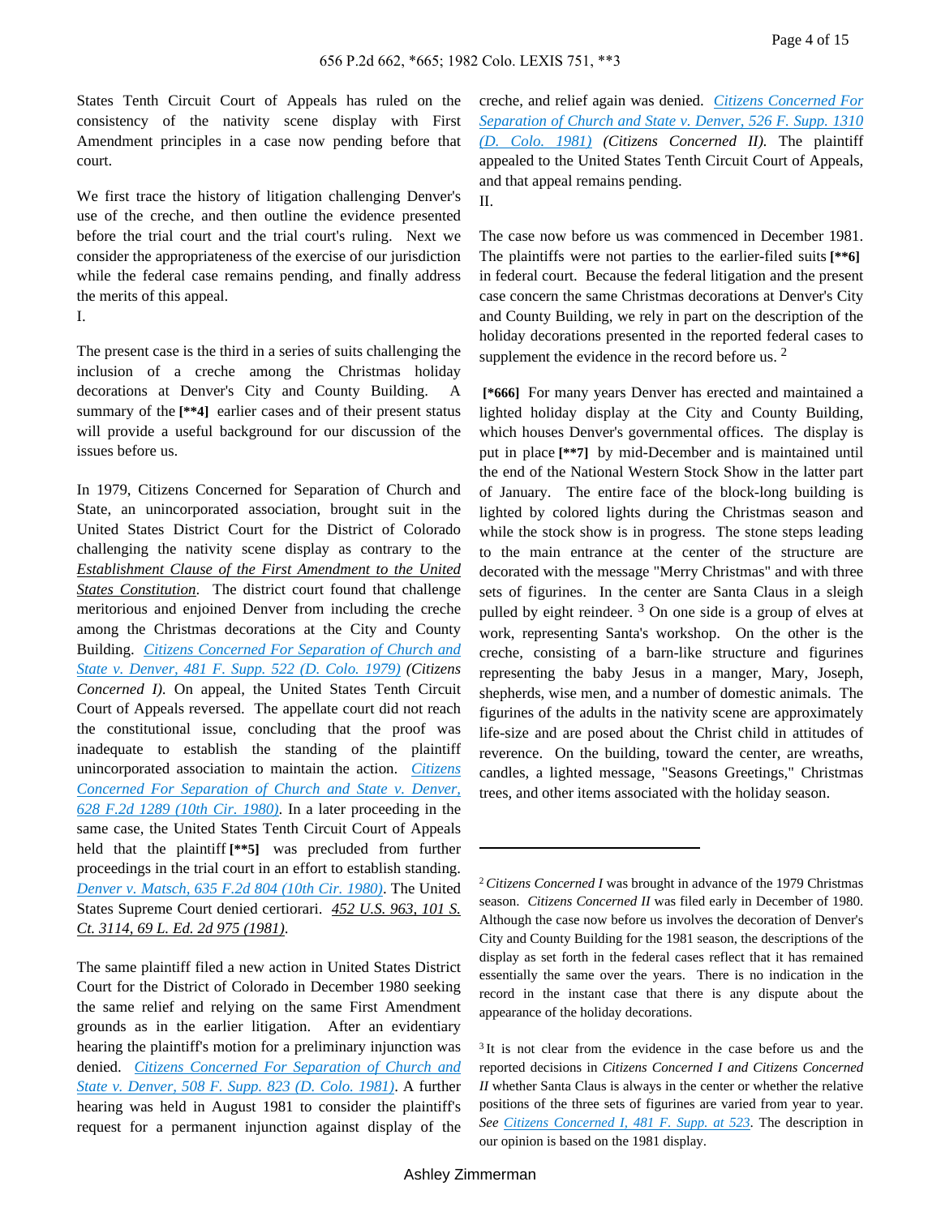States Tenth Circuit Court of Appeals has ruled on the consistency of the nativity scene display with First Amendment principles in a case now pending before that court.

We first trace the history of litigation challenging Denver's use of the creche, and then outline the evidence presented before the trial court and the trial court's ruling. Next we consider the appropriateness of the exercise of our jurisdiction while the federal case remains pending, and finally address the merits of this appeal.

I.

The present case is the third in a series of suits challenging the inclusion of a creche among the Christmas holiday decorations at Denver's City and County Building. A summary of the **[\*\*4]** earlier cases and of their present status will provide a useful background for our discussion of the issues before us.

In 1979, Citizens Concerned for Separation of Church and State, an unincorporated association, brought suit in the United States District Court for the District of Colorado challenging the nativity scene display as contrary to the Establishment Clause of the First Amendment to the United States Constitution. The district court found that challenge meritorious and enjoined Denver from including the creche among the Christmas decorations at the City and County Building. Citizens Concerned For Separation of Church and State v. Denver, 481 F. Supp. 522 (D. Colo. 1979) (*Citizens Concerned I*). On appeal, the United States Tenth Circuit Court of Appeals reversed. The appellate court did not reach the constitutional issue, concluding that the proof was inadequate to establish the standing of the plaintiff unincorporated association to maintain the action. Citizens Concerned For Separation of Church and State v. Denver, 628 F.2d 1289 (10th Cir. 1980). In a later proceeding in the same case, the United States Tenth Circuit Court of Appeals held that the plaintiff **[\*\*5]** was precluded from further proceedings in the trial court in an effort to establish standing. Denver v. Matsch, 635 F.2d 804 (10th Cir. 1980). The United States Supreme Court denied certiorari. 452 U.S. 963, 101 S. Ct. 3114, 69 L. Ed. 2d 975 (1981).

The same plaintiff filed a new action in United States District Court for the District of Colorado in December 1980 seeking the same relief and relying on the same First Amendment grounds as in the earlier litigation. After an evidentiary hearing the plaintiff's motion for a preliminary injunction was denied. Citizens Concerned For Separation of Church and State v. Denver, 508 F. Supp. 823 (D. Colo. 1981). A further hearing was held in August 1981 to consider the plaintiff's request for a permanent injunction against display of the creche, and relief again was denied. Citizens Concerned For Separation of Church and State v. Denver, 526 F. Supp. 1310 (D. Colo. 1981) (*Citizens Concerned II*). The plaintiff appealed to the United States Tenth Circuit Court of Appeals, and that appeal remains pending.

II.

The case now before us was commenced in December 1981. The plaintiffs were not parties to the earlier-filed suits **[\*\*6]** in federal court. Because the federal litigation and the present case concern the same Christmas decorations at Denver's City and County Building, we rely in part on the description of the holiday decorations presented in the reported federal cases to supplement the evidence in the record before us.[2]

**[\*666]** For many years Denver has erected and maintained a lighted holiday display at the City and County Building, which houses Denver's governmental offices. The display is put in place **[\*\*7]** by mid-December and is maintained until the end of the National Western Stock Show in the latter part of January. The entire face of the block-long building is lighted by colored lights during the Christmas season and while the stock show is in progress. The stone steps leading to the main entrance at the center of the structure are decorated with the message "Merry Christmas" and with three sets of figurines. In the center are Santa Claus in a sleigh pulled by eight reindeer.[3] On one side is a group of elves at work, representing Santa's workshop. On the other is the creche, consisting of a barn-like structure and figurines representing the baby Jesus in a manger, Mary, Joseph, shepherds, wise men, and a number of domestic animals. The figurines of the adults in the nativity scene are approximately life-size and are posed about the Christ child in attitudes of reverence. On the building, toward the center, are wreaths, candles, a lighted message, "Seasons Greetings," Christmas trees, and other items associated with the holiday season.

---

[2] *Citizens Concerned I* was brought in advance of the 1979 Christmas season. *Citizens Concerned II* was filed early in December of 1980. Although the case now before us involves the decoration of Denver's City and County Building for the 1981 season, the descriptions of the display as set forth in the federal cases reflect that it has remained essentially the same over the years. There is no indication in the record in the instant case that there is any dispute about the appearance of the holiday decorations.

[3] It is not clear from the evidence in the case before us and the reported decisions in *Citizens Concerned I and Citizens Concerned II* whether Santa Claus is always in the center or whether the relative positions of the three sets of figurines are varied from year to year. *See* Citizens Concerned I, 481 F. Supp. at 523. The description in our opinion is based on the 1981 display.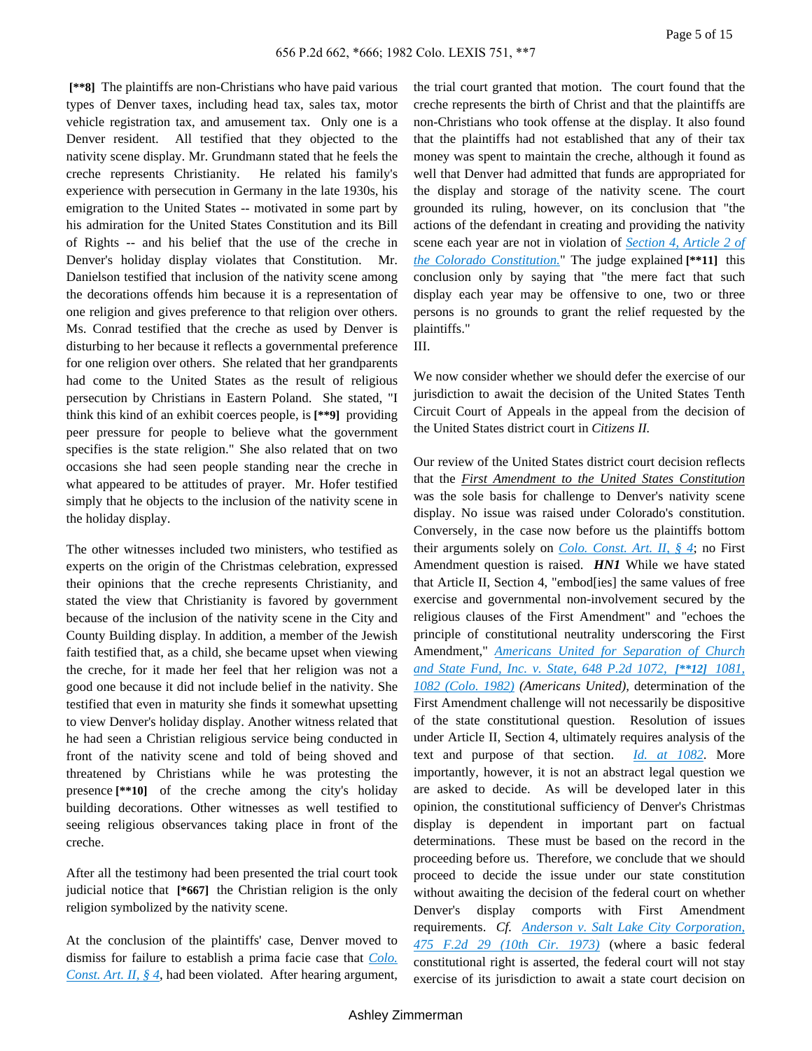**[**8]** The plaintiffs are non-Christians who have paid various types of Denver taxes, including head tax, sales tax, motor vehicle registration tax, and amusement tax. Only one is a Denver resident. All testified that they objected to the nativity scene display. Mr. Grundmann stated that he feels the creche represents Christianity. He related his family's experience with persecution in Germany in the late 1930s, his emigration to the United States -- motivated in some part by his admiration for the United States Constitution and its Bill of Rights -- and his belief that the use of the creche in Denver's holiday display violates that Constitution. Mr. Danielson testified that inclusion of the nativity scene among the decorations offends him because it is a representation of one religion and gives preference to that religion over others. Ms. Conrad testified that the creche as used by Denver is disturbing to her because it reflects a governmental preference for one religion over others. She related that her grandparents had come to the United States as the result of religious persecution by Christians in Eastern Poland. She stated, "I think this kind of an exhibit coerces people, is **[**9]** providing peer pressure for people to believe what the government specifies is the state religion." She also related that on two occasions she had seen people standing near the creche in what appeared to be attitudes of prayer. Mr. Hofer testified simply that he objects to the inclusion of the nativity scene in the holiday display.

The other witnesses included two ministers, who testified as experts on the origin of the Christmas celebration, expressed their opinions that the creche represents Christianity, and stated the view that Christianity is favored by government because of the inclusion of the nativity scene in the City and County Building display. In addition, a member of the Jewish faith testified that, as a child, she became upset when viewing the creche, for it made her feel that her religion was not a good one because it did not include belief in the nativity. She testified that even in maturity she finds it somewhat upsetting to view Denver's holiday display. Another witness related that he had seen a Christian religious service being conducted in front of the nativity scene and told of being shoved and threatened by Christians while he was protesting the presence **[**10]** of the creche among the city's holiday building decorations. Other witnesses as well testified to seeing religious observances taking place in front of the creche.

After all the testimony had been presented the trial court took judicial notice that **[*667]** the Christian religion is the only religion symbolized by the nativity scene.

At the conclusion of the plaintiffs' case, Denver moved to dismiss for failure to establish a prima facie case that Colo. Const. Art. II, § 4, had been violated. After hearing argument, the trial court granted that motion. The court found that the creche represents the birth of Christ and that the plaintiffs are non-Christians who took offense at the display. It also found that the plaintiffs had not established that any of their tax money was spent to maintain the creche, although it found as well that Denver had admitted that funds are appropriated for the display and storage of the nativity scene. The court grounded its ruling, however, on its conclusion that "the actions of the defendant in creating and providing the nativity scene each year are not in violation of Section 4, Article 2 of the Colorado Constitution." The judge explained **[**11]** this conclusion only by saying that "the mere fact that such display each year may be offensive to one, two or three persons is no grounds to grant the relief requested by the plaintiffs."

III.

We now consider whether we should defer the exercise of our jurisdiction to await the decision of the United States Tenth Circuit Court of Appeals in the appeal from the decision of the United States district court in *Citizens II.*

Our review of the United States district court decision reflects that the First Amendment to the United States Constitution was the sole basis for challenge to Denver's nativity scene display. No issue was raised under Colorado's constitution. Conversely, in the case now before us the plaintiffs bottom their arguments solely on Colo. Const. Art. II, § 4; no First Amendment question is raised. ***HN1*** While we have stated that Article II, Section 4, "embod[ies] the same values of free exercise and governmental non-involvement secured by the religious clauses of the First Amendment" and "echoes the principle of constitutional neutrality underscoring the First Amendment," *Americans United for Separation of Church and State Fund, Inc. v. State, 648 P.2d 1072,* **[**12]** *1081, 1082 (Colo. 1982)* *(Americans United),* determination of the First Amendment challenge will not necessarily be dispositive of the state constitutional question. Resolution of issues under Article II, Section 4, ultimately requires analysis of the text and purpose of that section. *Id. at 1082.* More importantly, however, it is not an abstract legal question we are asked to decide. As will be developed later in this opinion, the constitutional sufficiency of Denver's Christmas display is dependent in important part on factual determinations. These must be based on the record in the proceeding before us. Therefore, we conclude that we should proceed to decide the issue under our state constitution without awaiting the decision of the federal court on whether Denver's display comports with First Amendment requirements. *Cf. Anderson v. Salt Lake City Corporation, 475 F.2d 29 (10th Cir. 1973)* (where a basic federal constitutional right is asserted, the federal court will not stay exercise of its jurisdiction to await a state court decision on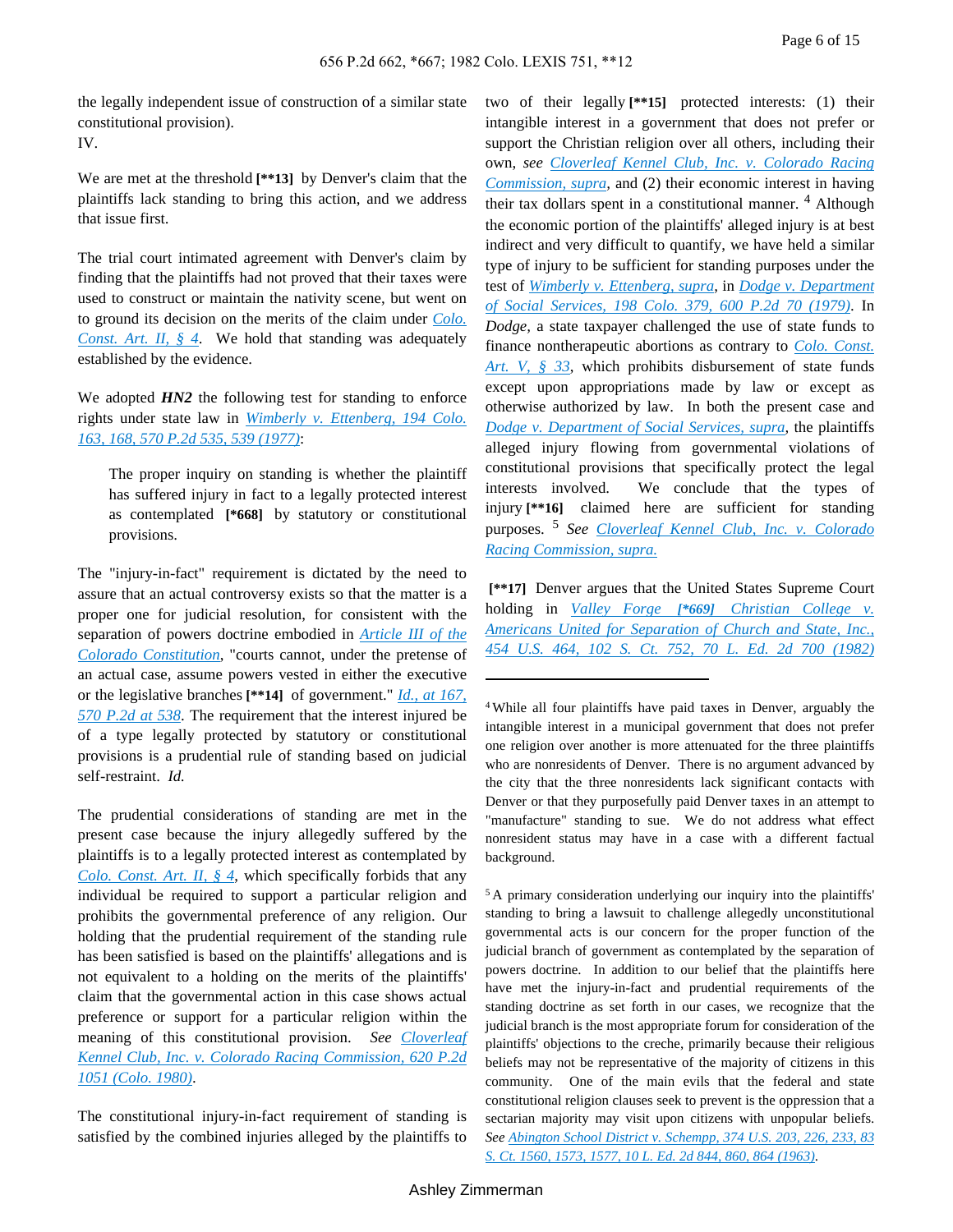the legally independent issue of construction of a similar state constitutional provision).

IV.

We are met at the threshold **[**13]** by Denver's claim that the plaintiffs lack standing to bring this action, and we address that issue first.

The trial court intimated agreement with Denver's claim by finding that the plaintiffs had not proved that their taxes were used to construct or maintain the nativity scene, but went on to ground its decision on the merits of the claim under Colo. Const. Art. II, § 4. We hold that standing was adequately established by the evidence.

We adopted ***HN2*** the following test for standing to enforce rights under state law in Wimberly v. Ettenberg, 194 Colo. 163, 168, 570 P.2d 535, 539 (1977):

> The proper inquiry on standing is whether the plaintiff has suffered injury in fact to a legally protected interest as contemplated **[*668]** by statutory or constitutional provisions.

The "injury-in-fact" requirement is dictated by the need to assure that an actual controversy exists so that the matter is a proper one for judicial resolution, for consistent with the separation of powers doctrine embodied in Article III of the Colorado Constitution, "courts cannot, under the pretense of an actual case, assume powers vested in either the executive or the legislative branches **[**14]** of government." *Id., at 167, 570 P.2d at 538*. The requirement that the interest injured be of a type legally protected by statutory or constitutional provisions is a prudential rule of standing based on judicial self-restraint. *Id.*

The prudential considerations of standing are met in the present case because the injury allegedly suffered by the plaintiffs is to a legally protected interest as contemplated by Colo. Const. Art. II, § 4, which specifically forbids that any individual be required to support a particular religion and prohibits the governmental preference of any religion. Our holding that the prudential requirement of the standing rule has been satisfied is based on the plaintiffs' allegations and is not equivalent to a holding on the merits of the plaintiffs' claim that the governmental action in this case shows actual preference or support for a particular religion within the meaning of this constitutional provision. *See* Cloverleaf Kennel Club, Inc. v. Colorado Racing Commission, 620 P.2d 1051 (Colo. 1980).

The constitutional injury-in-fact requirement of standing is satisfied by the combined injuries alleged by the plaintiffs to two of their legally **[**15]** protected interests: (1) their intangible interest in a government that does not prefer or support the Christian religion over all others, including their own, *see* *Cloverleaf Kennel Club, Inc. v. Colorado Racing Commission, supra*, and (2) their economic interest in having their tax dollars spent in a constitutional manner.[4] Although the economic portion of the plaintiffs' alleged injury is at best indirect and very difficult to quantify, we have held a similar type of injury to be sufficient for standing purposes under the test of *Wimberly v. Ettenberg, supra*, in *Dodge v. Department of Social Services, 198 Colo. 379, 600 P.2d 70 (1979)*. In *Dodge*, a state taxpayer challenged the use of state funds to finance nontherapeutic abortions as contrary to Colo. Const. Art. V, § 33, which prohibits disbursement of state funds except upon appropriations made by law or except as otherwise authorized by law. In both the present case and *Dodge v. Department of Social Services, supra*, the plaintiffs alleged injury flowing from governmental violations of constitutional provisions that specifically protect the legal interests involved. We conclude that the types of injury **[**16]** claimed here are sufficient for standing purposes.[5] *See* Cloverleaf Kennel Club, Inc. v. Colorado Racing Commission, supra.

**[**17]** Denver argues that the United States Supreme Court holding in Valley Forge **[*669]** Christian College v. Americans United for Separation of Church and State, Inc., 454 U.S. 464, 102 S. Ct. 752, 70 L. Ed. 2d 700 (1982)

---

[4] While all four plaintiffs have paid taxes in Denver, arguably the intangible interest in a municipal government that does not prefer one religion over another is more attenuated for the three plaintiffs who are nonresidents of Denver. There is no argument advanced by the city that the three nonresidents lack significant contacts with Denver or that they purposefully paid Denver taxes in an attempt to "manufacture" standing to sue. We do not address what effect nonresident status may have in a case with a different factual background.

[5] A primary consideration underlying our inquiry into the plaintiffs' standing to bring a lawsuit to challenge allegedly unconstitutional governmental acts is our concern for the proper function of the judicial branch of government as contemplated by the separation of powers doctrine. In addition to our belief that the plaintiffs here have met the injury-in-fact and prudential requirements of the standing doctrine as set forth in our cases, we recognize that the judicial branch is the most appropriate forum for consideration of the plaintiffs' objections to the creche, primarily because their religious beliefs may not be representative of the majority of citizens in this community. One of the main evils that the federal and state constitutional religion clauses seek to prevent is the oppression that a sectarian majority may visit upon citizens with unpopular beliefs. *See* Abington School District v. Schempp, 374 U.S. 203, 226, 233, 83 S. Ct. 1560, 1573, 1577, 10 L. Ed. 2d 844, 860, 864 (1963).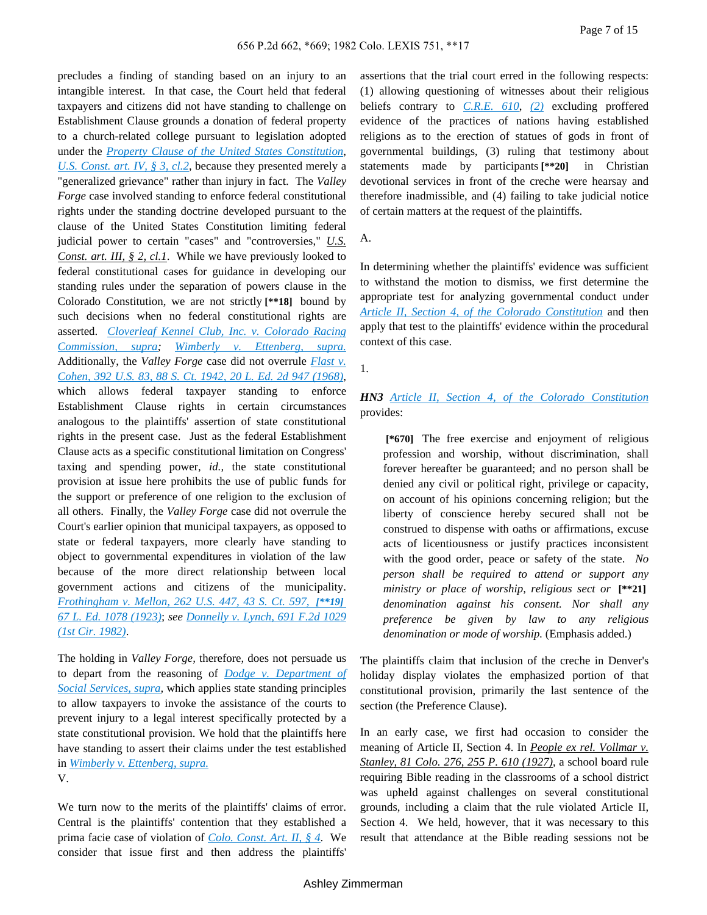precludes a finding of standing based on an injury to an intangible interest. In that case, the Court held that federal taxpayers and citizens did not have standing to challenge on Establishment Clause grounds a donation of federal property to a church-related college pursuant to legislation adopted under the *Property Clause of the United States Constitution*, *U.S. Const. art. IV, § 3, cl.2*, because they presented merely a "generalized grievance" rather than injury in fact. The *Valley Forge* case involved standing to enforce federal constitutional rights under the standing doctrine developed pursuant to the clause of the United States Constitution limiting federal judicial power to certain "cases" and "controversies," *U.S. Const. art. III, § 2, cl.1*. While we have previously looked to federal constitutional cases for guidance in developing our standing rules under the separation of powers clause in the Colorado Constitution, we are not strictly **[\*\*18]** bound by such decisions when no federal constitutional rights are asserted. *Cloverleaf Kennel Club, Inc. v. Colorado Racing Commission, supra*; *Wimberly v. Ettenberg, supra.* Additionally, the *Valley Forge* case did not overrule *Flast v. Cohen, 392 U.S. 83, 88 S. Ct. 1942, 20 L. Ed. 2d 947 (1968)*, which allows federal taxpayer standing to enforce Establishment Clause rights in certain circumstances analogous to the plaintiffs' assertion of state constitutional rights in the present case. Just as the federal Establishment Clause acts as a specific constitutional limitation on Congress' taxing and spending power, *id.*, the state constitutional provision at issue here prohibits the use of public funds for the support or preference of one religion to the exclusion of all others. Finally, the *Valley Forge* case did not overrule the Court's earlier opinion that municipal taxpayers, as opposed to state or federal taxpayers, more clearly have standing to object to governmental expenditures in violation of the law because of the more direct relationship between local government actions and citizens of the municipality. *Frothingham v. Mellon, 262 U.S. 447, 43 S. Ct. 597,* **[\*\*19]** *67 L. Ed. 1078 (1923)*; *see* *Donnelly v. Lynch, 691 F.2d 1029 (1st Cir. 1982)*.

The holding in *Valley Forge*, therefore, does not persuade us to depart from the reasoning of *Dodge v. Department of Social Services, supra*, which applies state standing principles to allow taxpayers to invoke the assistance of the courts to prevent injury to a legal interest specifically protected by a state constitutional provision. We hold that the plaintiffs here have standing to assert their claims under the test established in *Wimberly v. Ettenberg, supra.*

V.

We turn now to the merits of the plaintiffs' claims of error. Central is the plaintiffs' contention that they established a prima facie case of violation of *Colo. Const. Art. II, § 4*. We consider that issue first and then address the plaintiffs' assertions that the trial court erred in the following respects: (1) allowing questioning of witnesses about their religious beliefs contrary to *C.R.E. 610*, *(2)* excluding proffered evidence of the practices of nations having established religions as to the erection of statues of gods in front of governmental buildings, (3) ruling that testimony about statements made by participants **[\*\*20]** in Christian devotional services in front of the creche were hearsay and therefore inadmissible, and (4) failing to take judicial notice of certain matters at the request of the plaintiffs.

A.

In determining whether the plaintiffs' evidence was sufficient to withstand the motion to dismiss, we first determine the appropriate test for analyzing governmental conduct under *Article II, Section 4, of the Colorado Constitution* and then apply that test to the plaintiffs' evidence within the procedural context of this case.

1.

***HN3*** *Article II, Section 4, of the Colorado Constitution* provides:

> **[\*670]** The free exercise and enjoyment of religious profession and worship, without discrimination, shall forever hereafter be guaranteed; and no person shall be denied any civil or political right, privilege or capacity, on account of his opinions concerning religion; but the liberty of conscience hereby secured shall not be construed to dispense with oaths or affirmations, excuse acts of licentiousness or justify practices inconsistent with the good order, peace or safety of the state. *No person shall be required to attend or support any ministry or place of worship, religious sect or* **[\*\*21]** *denomination against his consent. Nor shall any preference be given by law to any religious denomination or mode of worship.* (Emphasis added.)

The plaintiffs claim that inclusion of the creche in Denver's holiday display violates the emphasized portion of that constitutional provision, primarily the last sentence of the section (the Preference Clause).

In an early case, we first had occasion to consider the meaning of Article II, Section 4. In *People ex rel. Vollmar v. Stanley, 81 Colo. 276, 255 P. 610 (1927)*, a school board rule requiring Bible reading in the classrooms of a school district was upheld against challenges on several constitutional grounds, including a claim that the rule violated Article II, Section 4. We held, however, that it was necessary to this result that attendance at the Bible reading sessions not be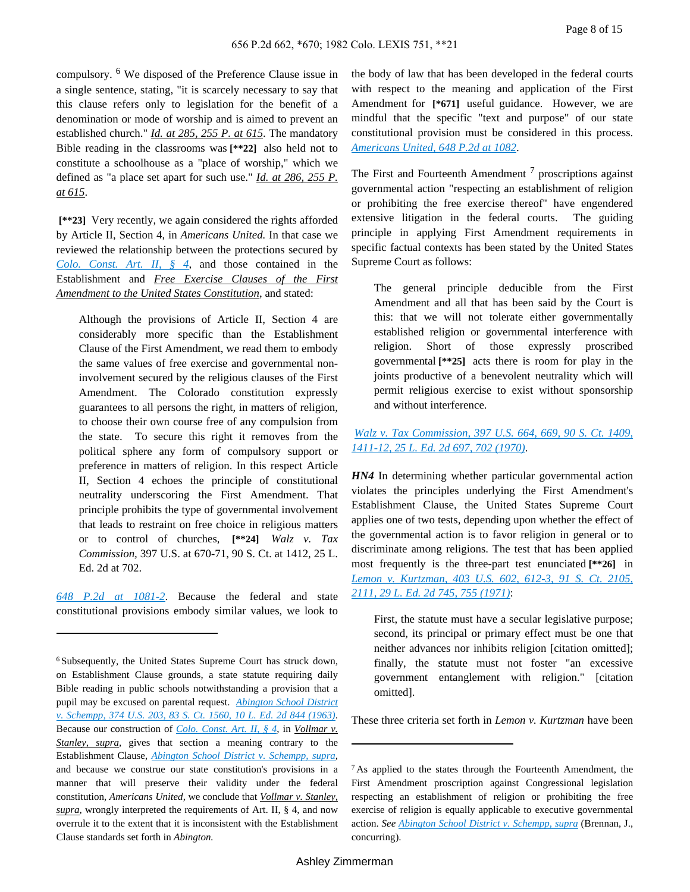compulsory. [6] We disposed of the Preference Clause issue in a single sentence, stating, "it is scarcely necessary to say that this clause refers only to legislation for the benefit of a denomination or mode of worship and is aimed to prevent an established church." *Id. at 285, 255 P. at 615*. The mandatory Bible reading in the classrooms was **[**22]** also held not to constitute a schoolhouse as a "place of worship," which we defined as "a place set apart for such use." *Id. at 286, 255 P. at 615*.

**[**23]** Very recently, we again considered the rights afforded by Article II, Section 4, in *Americans United*. In that case we reviewed the relationship between the protections secured by *Colo. Const. Art. II, § 4*, and those contained in the Establishment and *Free Exercise Clauses of the First Amendment to the United States Constitution*, and stated:

> Although the provisions of Article II, Section 4 are considerably more specific than the Establishment Clause of the First Amendment, we read them to embody the same values of free exercise and governmental non-involvement secured by the religious clauses of the First Amendment. The Colorado constitution expressly guarantees to all persons the right, in matters of religion, to choose their own course free of any compulsion from the state. To secure this right it removes from the political sphere any form of compulsory support or preference in matters of religion. In this respect Article II, Section 4 echoes the principle of constitutional neutrality underscoring the First Amendment. That principle prohibits the type of governmental involvement that leads to restraint on free choice in religious matters or to control of churches. **[**24]** *Walz v. Tax Commission*, 397 U.S. at 670-71, 90 S. Ct. at 1412, 25 L. Ed. 2d at 702.

*648 P.2d at 1081-2*. Because the federal and state constitutional provisions embody similar values, we look to the body of law that has been developed in the federal courts with respect to the meaning and application of the First Amendment for **[*671]** useful guidance. However, we are mindful that the specific "text and purpose" of our state constitutional provision must be considered in this process. *Americans United, 648 P.2d at 1082*.

The First and Fourteenth Amendment [7] proscriptions against governmental action "respecting an establishment of religion or prohibiting the free exercise thereof" have engendered extensive litigation in the federal courts. The guiding principle in applying First Amendment requirements in specific factual contexts has been stated by the United States Supreme Court as follows:

> The general principle deducible from the First Amendment and all that has been said by the Court is this: that we will not tolerate either governmentally established religion or governmental interference with religion. Short of those expressly proscribed governmental **[**25]** acts there is room for play in the joints productive of a benevolent neutrality which will permit religious exercise to exist without sponsorship and without interference.

*Walz v. Tax Commission, 397 U.S. 664, 669, 90 S. Ct. 1409, 1411-12, 25 L. Ed. 2d 697, 702 (1970)*.

***HN4*** In determining whether particular governmental action violates the principles underlying the First Amendment's Establishment Clause, the United States Supreme Court applies one of two tests, depending upon whether the effect of the governmental action is to favor religion in general or to discriminate among religions. The test that has been applied most frequently is the three-part test enunciated **[**26]** in *Lemon v. Kurtzman, 403 U.S. 602, 612-3, 91 S. Ct. 2105, 2111, 29 L. Ed. 2d 745, 755 (1971)*:

> First, the statute must have a secular legislative purpose; second, its principal or primary effect must be one that neither advances nor inhibits religion [citation omitted]; finally, the statute must not foster "an excessive government entanglement with religion." [citation omitted].

These three criteria set forth in *Lemon v. Kurtzman* have been

---

[6] Subsequently, the United States Supreme Court has struck down, on Establishment Clause grounds, a state statute requiring daily Bible reading in public schools notwithstanding a provision that a pupil may be excused on parental request. *Abington School District v. Schempp, 374 U.S. 203, 83 S. Ct. 1560, 10 L. Ed. 2d 844 (1963)*. Because our construction of *Colo. Const. Art. II, § 4*, in *Vollmar v. Stanley, supra*, gives that section a meaning contrary to the Establishment Clause, *Abington School District v. Schempp, supra*, and because we construe our state constitution's provisions in a manner that will preserve their validity under the federal constitution, *Americans United*, we conclude that *Vollmar v. Stanley, supra*, wrongly interpreted the requirements of Art. II, § 4, and now overrule it to the extent that it is inconsistent with the Establishment Clause standards set forth in *Abington*.

[7] As applied to the states through the Fourteenth Amendment, the First Amendment proscription against Congressional legislation respecting an establishment of religion or prohibiting the free exercise of religion is equally applicable to executive governmental action. *See Abington School District v. Schempp, supra* (Brennan, J., concurring).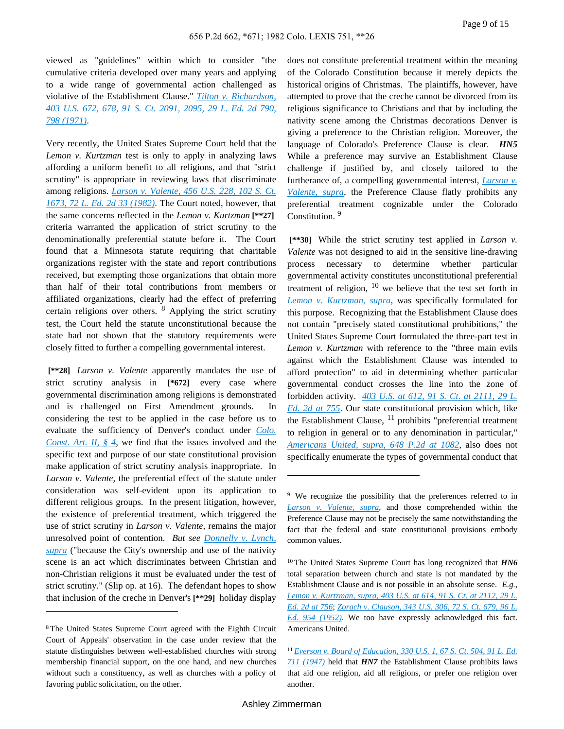viewed as "guidelines" within which to consider "the cumulative criteria developed over many years and applying to a wide range of governmental action challenged as violative of the Establishment Clause." [Tilton v. Richardson, 403 U.S. 672, 678, 91 S. Ct. 2091, 2095, 29 L. Ed. 2d 790, 798 (1971)](#).

Very recently, the United States Supreme Court held that the *Lemon v. Kurtzman* test is only to apply in analyzing laws affording a uniform benefit to all religions, and that "strict scrutiny" is appropriate in reviewing laws that discriminate among religions. [Larson v. Valente, 456 U.S. 228, 102 S. Ct. 1673, 72 L. Ed. 2d 33 (1982)](#). The Court noted, however, that the same concerns reflected in the *Lemon v. Kurtzman* **[\*\*27]** criteria warranted the application of strict scrutiny to the denominationally preferential statute before it. The Court found that a Minnesota statute requiring that charitable organizations register with the state and report contributions received, but exempting those organizations that obtain more than half of their total contributions from members or affiliated organizations, clearly had the effect of preferring certain religions over others. [8] Applying the strict scrutiny test, the Court held the statute unconstitutional because the state had not shown that the statutory requirements were closely fitted to further a compelling governmental interest.

**[\*\*28]** *Larson v. Valente* apparently mandates the use of strict scrutiny analysis in **[\*672]** every case where governmental discrimination among religions is demonstrated and is challenged on First Amendment grounds. In considering the test to be applied in the case before us to evaluate the sufficiency of Denver's conduct under [Colo. Const. Art. II, § 4](#), we find that the issues involved and the specific text and purpose of our state constitutional provision make application of strict scrutiny analysis inappropriate. In *Larson v. Valente*, the preferential effect of the statute under consideration was self-evident upon its application to different religious groups. In the present litigation, however, the existence of preferential treatment, which triggered the use of strict scrutiny in *Larson v. Valente*, remains the major unresolved point of contention. *But see* [Donnelly v. Lynch, supra](#) ("because the City's ownership and use of the nativity scene is an act which discriminates between Christian and non-Christian religions it must be evaluated under the test of strict scrutiny." (Slip op. at 16). The defendant hopes to show that inclusion of the creche in Denver's **[\*\*29]** holiday display does not constitute preferential treatment within the meaning of the Colorado Constitution because it merely depicts the historical origins of Christmas. The plaintiffs, however, have attempted to prove that the creche cannot be divorced from its religious significance to Christians and that by including the nativity scene among the Christmas decorations Denver is giving a preference to the Christian religion. Moreover, the language of Colorado's Preference Clause is clear. ***HN5*** While a preference may survive an Establishment Clause challenge if justified by, and closely tailored to the furtherance of, a compelling governmental interest, [Larson v. Valente, supra](#), the Preference Clause flatly prohibits any preferential treatment cognizable under the Colorado Constitution. [9]

**[\*\*30]** While the strict scrutiny test applied in *Larson v. Valente* was not designed to aid in the sensitive line-drawing process necessary to determine whether particular governmental activity constitutes unconstitutional preferential treatment of religion, [10] we believe that the test set forth in [Lemon v. Kurtzman, supra](#), was specifically formulated for this purpose. Recognizing that the Establishment Clause does not contain "precisely stated constitutional prohibitions," the United States Supreme Court formulated the three-part test in *Lemon v. Kurtzman* with reference to the "three main evils against which the Establishment Clause was intended to afford protection" to aid in determining whether particular governmental conduct crosses the line into the zone of forbidden activity. [403 U.S. at 612, 91 S. Ct. at 2111, 29 L. Ed. 2d at 755](#). Our state constitutional provision which, like the Establishment Clause, [11] prohibits "preferential treatment to religion in general or to any denomination in particular," [Americans United, supra, 648 P.2d at 1082](#), also does not specifically enumerate the types of governmental conduct that

---

[8] The United States Supreme Court agreed with the Eighth Circuit Court of Appeals' observation in the case under review that the statute distinguishes between well-established churches with strong membership financial support, on the one hand, and new churches without such a constituency, as well as churches with a policy of favoring public solicitation, on the other.

[9] We recognize the possibility that the preferences referred to in [Larson v. Valente, supra](#), and those comprehended within the Preference Clause may not be precisely the same notwithstanding the fact that the federal and state constitutional provisions embody common values.

[10] The United States Supreme Court has long recognized that ***HN6*** total separation between church and state is not mandated by the Establishment Clause and is not possible in an absolute sense. *E.g.*, [Lemon v. Kurtzman, supra, 403 U.S. at 614, 91 S. Ct. at 2112, 29 L. Ed. 2d at 756](#); [Zorach v. Clauson, 343 U.S. 306, 72 S. Ct. 679, 96 L. Ed. 954 (1952)](#). We too have expressly acknowledged this fact. Americans United.

[11] [Everson v. Board of Education, 330 U.S. 1, 67 S. Ct. 504, 91 L. Ed. 711 (1947)](#) held that ***HN7*** the Establishment Clause prohibits laws that aid one religion, aid all religions, or prefer one religion over another.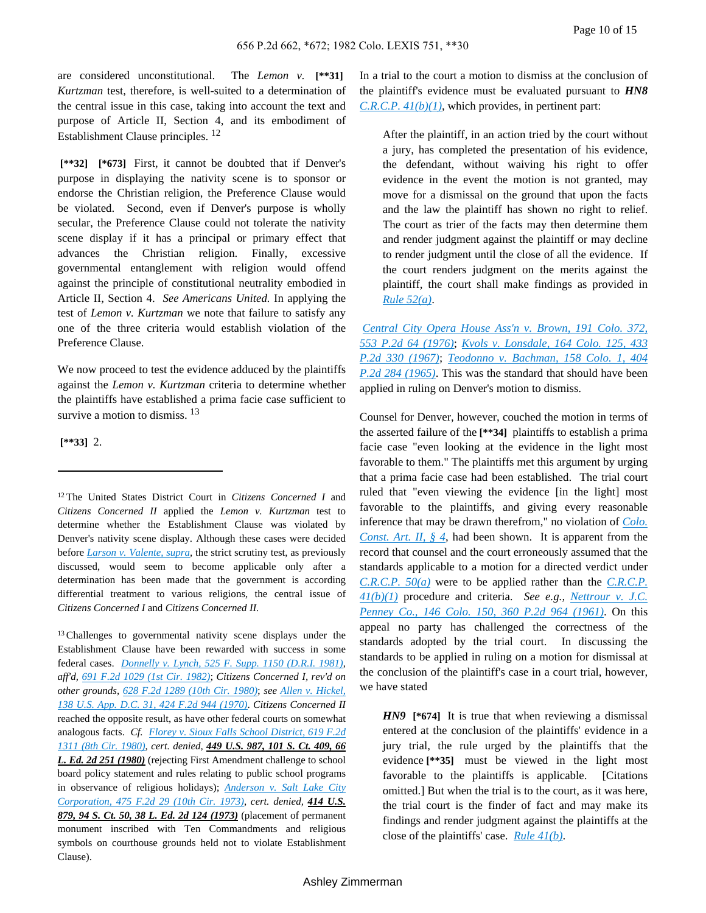are considered unconstitutional. The *Lemon v.* **[\*\*31]** *Kurtzman* test, therefore, is well-suited to a determination of the central issue in this case, taking into account the text and purpose of Article II, Section 4, and its embodiment of Establishment Clause principles. [12]

**[\*\*32]** **[\*673]** First, it cannot be doubted that if Denver's purpose in displaying the nativity scene is to sponsor or endorse the Christian religion, the Preference Clause would be violated. Second, even if Denver's purpose is wholly secular, the Preference Clause could not tolerate the nativity scene display if it has a principal or primary effect that advances the Christian religion. Finally, excessive governmental entanglement with religion would offend against the principle of constitutional neutrality embodied in Article II, Section 4. *See Americans United.* In applying the test of *Lemon v. Kurtzman* we note that failure to satisfy any one of the three criteria would establish violation of the Preference Clause.

We now proceed to test the evidence adduced by the plaintiffs against the *Lemon v. Kurtzman* criteria to determine whether the plaintiffs have established a prima facie case sufficient to survive a motion to dismiss. [13]

**[\*\*33]** 2.

In a trial to the court a motion to dismiss at the conclusion of the plaintiff's evidence must be evaluated pursuant to ***HN8*** C.R.C.P. 41(b)(1), which provides, in pertinent part:

> After the plaintiff, in an action tried by the court without a jury, has completed the presentation of his evidence, the defendant, without waiving his right to offer evidence in the event the motion is not granted, may move for a dismissal on the ground that upon the facts and the law the plaintiff has shown no right to relief. The court as trier of the facts may then determine them and render judgment against the plaintiff or may decline to render judgment until the close of all the evidence. If the court renders judgment on the merits against the plaintiff, the court shall make findings as provided in Rule 52(a).

Central City Opera House Ass'n v. Brown, 191 Colo. 372, 553 P.2d 64 (1976); Kvols v. Lonsdale, 164 Colo. 125, 433 P.2d 330 (1967); Teodonno v. Bachman, 158 Colo. 1, 404 P.2d 284 (1965). This was the standard that should have been applied in ruling on Denver's motion to dismiss.

Counsel for Denver, however, couched the motion in terms of the asserted failure of the **[\*\*34]** plaintiffs to establish a prima facie case "even looking at the evidence in the light most favorable to them." The plaintiffs met this argument by urging that a prima facie case had been established. The trial court ruled that "even viewing the evidence [in the light] most favorable to the plaintiffs, and giving every reasonable inference that may be drawn therefrom," no violation of Colo. Const. Art. II, § 4, had been shown. It is apparent from the record that counsel and the court erroneously assumed that the standards applicable to a motion for a directed verdict under C.R.C.P. 50(a) were to be applied rather than the C.R.C.P. 41(b)(1) procedure and criteria. *See e.g.,* Nettrour v. J.C. Penney Co., 146 Colo. 150, 360 P.2d 964 (1961). On this appeal no party has challenged the correctness of the standards adopted by the trial court. In discussing the standards to be applied in ruling on a motion for dismissal at the conclusion of the plaintiff's case in a court trial, however, we have stated

> ***HN9*** **[\*674]** It is true that when reviewing a dismissal entered at the conclusion of the plaintiffs' evidence in a jury trial, the rule urged by the plaintiffs that the evidence **[\*\*35]** must be viewed in the light most favorable to the plaintiffs is applicable. [Citations omitted.] But when the trial is to the court, as it was here, the trial court is the finder of fact and may make its findings and render judgment against the plaintiffs at the close of the plaintiffs' case. Rule 41(b).

---

[12] The United States District Court in *Citizens Concerned I* and *Citizens Concerned II* applied the *Lemon v. Kurtzman* test to determine whether the Establishment Clause was violated by Denver's nativity scene display. Although these cases were decided before Larson v. Valente, *supra*, the strict scrutiny test, as previously discussed, would seem to become applicable only after a determination has been made that the government is according differential treatment to various religions, the central issue of *Citizens Concerned I* and *Citizens Concerned II.*

[13] Challenges to governmental nativity scene displays under the Establishment Clause have been rewarded with success in some federal cases. Donnelly v. Lynch, 525 F. Supp. 1150 (D.R.I. 1981), *aff'd,* 691 F.2d 1029 (1st Cir. 1982); *Citizens Concerned I, rev'd on other grounds,* 628 F.2d 1289 (10th Cir. 1980); *see* Allen v. Hickel, 138 U.S. App. D.C. 31, 424 F.2d 944 (1970). *Citizens Concerned II* reached the opposite result, as have other federal courts on somewhat analogous facts. *Cf.* Florey v. Sioux Falls School District, 619 F.2d 1311 (8th Cir. 1980), *cert. denied,* **449 U.S. 987, 101 S. Ct. 409, 66 L. Ed. 2d 251 (1980)** (rejecting First Amendment challenge to school board policy statement and rules relating to public school programs in observance of religious holidays); Anderson v. Salt Lake City Corporation, 475 F.2d 29 (10th Cir. 1973), *cert. denied,* **414 U.S. 879, 94 S. Ct. 50, 38 L. Ed. 2d 124 (1973)** (placement of permanent monument inscribed with Ten Commandments and religious symbols on courthouse grounds held not to violate Establishment Clause).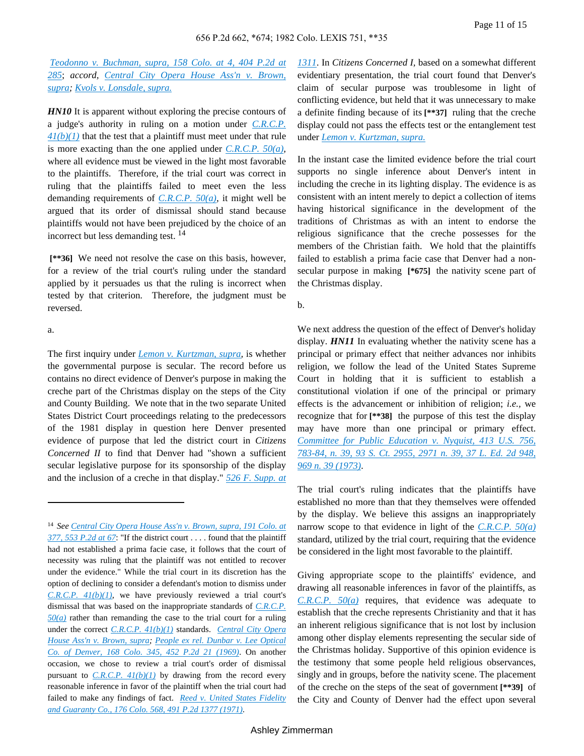Teodonno v. Buchman, supra, 158 Colo. at 4, 404 P.2d at 285; *accord*, Central City Opera House Ass'n v. Brown, supra; Kvols v. Lonsdale, supra.

***HN10*** It is apparent without exploring the precise contours of a judge's authority in ruling on a motion under C.R.C.P. 41(b)(1) that the test that a plaintiff must meet under that rule is more exacting than the one applied under C.R.C.P. 50(a), where all evidence must be viewed in the light most favorable to the plaintiffs. Therefore, if the trial court was correct in ruling that the plaintiffs failed to meet even the less demanding requirements of C.R.C.P. 50(a), it might well be argued that its order of dismissal should stand because plaintiffs would not have been prejudiced by the choice of an incorrect but less demanding test. [14]

**[\*\*36]** We need not resolve the case on this basis, however, for a review of the trial court's ruling under the standard applied by it persuades us that the ruling is incorrect when tested by that criterion. Therefore, the judgment must be reversed.

a.

The first inquiry under Lemon v. Kurtzman, supra, is whether the governmental purpose is secular. The record before us contains no direct evidence of Denver's purpose in making the creche part of the Christmas display on the steps of the City and County Building. We note that in the two separate United States District Court proceedings relating to the predecessors of the 1981 display in question here Denver presented evidence of purpose that led the district court in *Citizens Concerned II* to find that Denver had "shown a sufficient secular legislative purpose for its sponsorship of the display and the inclusion of a creche in that display." 526 F. Supp. at 1311. In *Citizens Concerned I*, based on a somewhat different evidentiary presentation, the trial court found that Denver's claim of secular purpose was troublesome in light of conflicting evidence, but held that it was unnecessary to make a definite finding because of its **[\*\*37]** ruling that the creche display could not pass the effects test or the entanglement test under Lemon v. Kurtzman, supra.

In the instant case the limited evidence before the trial court supports no single inference about Denver's intent in including the creche in its lighting display. The evidence is as consistent with an intent merely to depict a collection of items having historical significance in the development of the traditions of Christmas as with an intent to endorse the religious significance that the creche possesses for the members of the Christian faith. We hold that the plaintiffs failed to establish a prima facie case that Denver had a non-secular purpose in making **[\*675]** the nativity scene part of the Christmas display.

b.

We next address the question of the effect of Denver's holiday display. ***HN11*** In evaluating whether the nativity scene has a principal or primary effect that neither advances nor inhibits religion, we follow the lead of the United States Supreme Court in holding that it is sufficient to establish a constitutional violation if one of the principal or primary effects is the advancement or inhibition of religion; *i.e.*, we recognize that for **[\*\*38]** the purpose of this test the display may have more than one principal or primary effect. Committee for Public Education v. Nyquist, 413 U.S. 756, 783-84, n. 39, 93 S. Ct. 2955, 2971 n. 39, 37 L. Ed. 2d 948, 969 n. 39 (1973).

The trial court's ruling indicates that the plaintiffs have established no more than that they themselves were offended by the display. We believe this assigns an inappropriately narrow scope to that evidence in light of the C.R.C.P. 50(a) standard, utilized by the trial court, requiring that the evidence be considered in the light most favorable to the plaintiff.

Giving appropriate scope to the plaintiffs' evidence, and drawing all reasonable inferences in favor of the plaintiffs, as C.R.C.P. 50(a) requires, that evidence was adequate to establish that the creche represents Christianity and that it has an inherent religious significance that is not lost by inclusion among other display elements representing the secular side of the Christmas holiday. Supportive of this opinion evidence is the testimony that some people held religious observances, singly and in groups, before the nativity scene. The placement of the creche on the steps of the seat of government **[\*\*39]** of the City and County of Denver had the effect upon several

---

[14] *See* Central City Opera House Ass'n v. Brown, supra, 191 Colo. at 377, 553 P.2d at 67: "If the district court . . . . found that the plaintiff had not established a prima facie case, it follows that the court of necessity was ruling that the plaintiff was not entitled to recover under the evidence." While the trial court in its discretion has the option of declining to consider a defendant's motion to dismiss under C.R.C.P. 41(b)(1), we have previously reviewed a trial court's dismissal that was based on the inappropriate standards of C.R.C.P. 50(a) rather than remanding the case to the trial court for a ruling under the correct C.R.C.P. 41(b)(1) standards. Central City Opera House Ass'n v. Brown, supra; People ex rel. Dunbar v. Lee Optical Co. of Denver, 168 Colo. 345, 452 P.2d 21 (1969). On another occasion, we chose to review a trial court's order of dismissal pursuant to C.R.C.P. 41(b)(1) by drawing from the record every reasonable inference in favor of the plaintiff when the trial court had failed to make any findings of fact. Reed v. United States Fidelity and Guaranty Co., 176 Colo. 568, 491 P.2d 1377 (1971).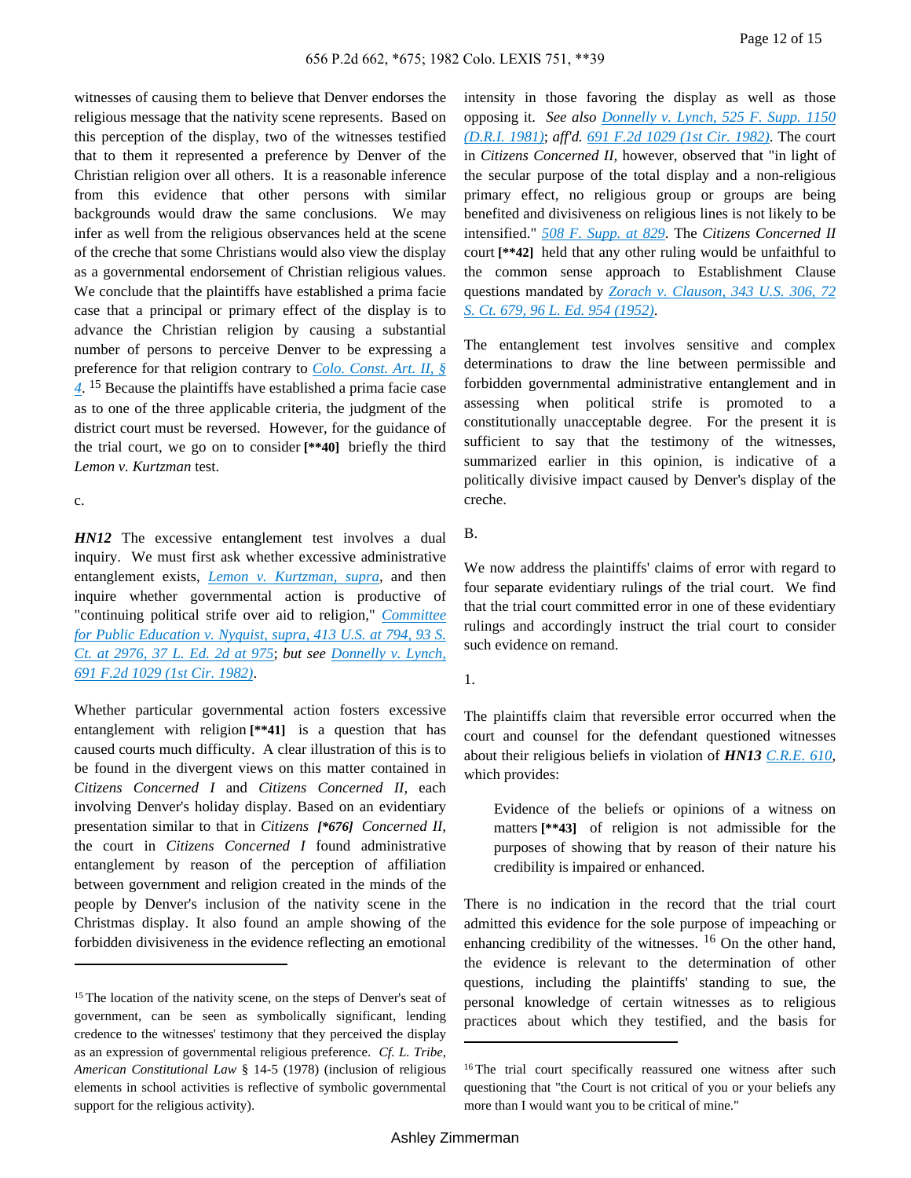witnesses of causing them to believe that Denver endorses the religious message that the nativity scene represents. Based on this perception of the display, two of the witnesses testified that to them it represented a preference by Denver of the Christian religion over all others. It is a reasonable inference from this evidence that other persons with similar backgrounds would draw the same conclusions. We may infer as well from the religious observances held at the scene of the creche that some Christians would also view the display as a governmental endorsement of Christian religious values. We conclude that the plaintiffs have established a prima facie case that a principal or primary effect of the display is to advance the Christian religion by causing a substantial number of persons to perceive Denver to be expressing a preference for that religion contrary to Colo. Const. Art. II, § 4. [15] Because the plaintiffs have established a prima facie case as to one of the three applicable criteria, the judgment of the district court must be reversed. However, for the guidance of the trial court, we go on to consider **[**40]** briefly the third *Lemon v. Kurtzman* test.

c.

***HN12*** The excessive entanglement test involves a dual inquiry. We must first ask whether excessive administrative entanglement exists, *Lemon v. Kurtzman, supra*, and then inquire whether governmental action is productive of "continuing political strife over aid to religion," *Committee for Public Education v. Nyquist, supra, 413 U.S. at 794, 93 S. Ct. at 2976, 37 L. Ed. 2d at 975*; *but see* Donnelly v. Lynch, 691 F.2d 1029 (1st Cir. 1982).

Whether particular governmental action fosters excessive entanglement with religion **[**41]** is a question that has caused courts much difficulty. A clear illustration of this is to be found in the divergent views on this matter contained in *Citizens Concerned I* and *Citizens Concerned II*, each involving Denver's holiday display. Based on an evidentiary presentation similar to that in *Citizens* ***[*676]*** *Concerned II*, the court in *Citizens Concerned I* found administrative entanglement by reason of the perception of affiliation between government and religion created in the minds of the people by Denver's inclusion of the nativity scene in the Christmas display. It also found an ample showing of the forbidden divisiveness in the evidence reflecting an emotional intensity in those favoring the display as well as those opposing it. *See also* Donnelly v. Lynch, 525 F. Supp. 1150 (D.R.I. 1981); *aff'd.* 691 F.2d 1029 (1st Cir. 1982). The court in *Citizens Concerned II*, however, observed that "in light of the secular purpose of the total display and a non-religious primary effect, no religious group or groups are being benefited and divisiveness on religious lines is not likely to be intensified." 508 F. Supp. at 829. The *Citizens Concerned II* court **[**42]** held that any other ruling would be unfaithful to the common sense approach to Establishment Clause questions mandated by Zorach v. Clauson, 343 U.S. 306, 72 S. Ct. 679, 96 L. Ed. 954 (1952).

The entanglement test involves sensitive and complex determinations to draw the line between permissible and forbidden governmental administrative entanglement and in assessing when political strife is promoted to a constitutionally unacceptable degree. For the present it is sufficient to say that the testimony of the witnesses, summarized earlier in this opinion, is indicative of a politically divisive impact caused by Denver's display of the creche.

B.

We now address the plaintiffs' claims of error with regard to four separate evidentiary rulings of the trial court. We find that the trial court committed error in one of these evidentiary rulings and accordingly instruct the trial court to consider such evidence on remand.

1.

The plaintiffs claim that reversible error occurred when the court and counsel for the defendant questioned witnesses about their religious beliefs in violation of ***HN13*** C.R.E. 610, which provides:

> Evidence of the beliefs or opinions of a witness on matters **[**43]** of religion is not admissible for the purposes of showing that by reason of their nature his credibility is impaired or enhanced.

There is no indication in the record that the trial court admitted this evidence for the sole purpose of impeaching or enhancing credibility of the witnesses. [16] On the other hand, the evidence is relevant to the determination of other questions, including the plaintiffs' standing to sue, the personal knowledge of certain witnesses as to religious practices about which they testified, and the basis for

---

[15] The location of the nativity scene, on the steps of Denver's seat of government, can be seen as symbolically significant, lending credence to the witnesses' testimony that they perceived the display as an expression of governmental religious preference. *Cf. L. Tribe, American Constitutional Law* § 14-5 (1978) (inclusion of religious elements in school activities is reflective of symbolic governmental support for the religious activity).

[16] The trial court specifically reassured one witness after such questioning that "the Court is not critical of you or your beliefs any more than I would want you to be critical of mine."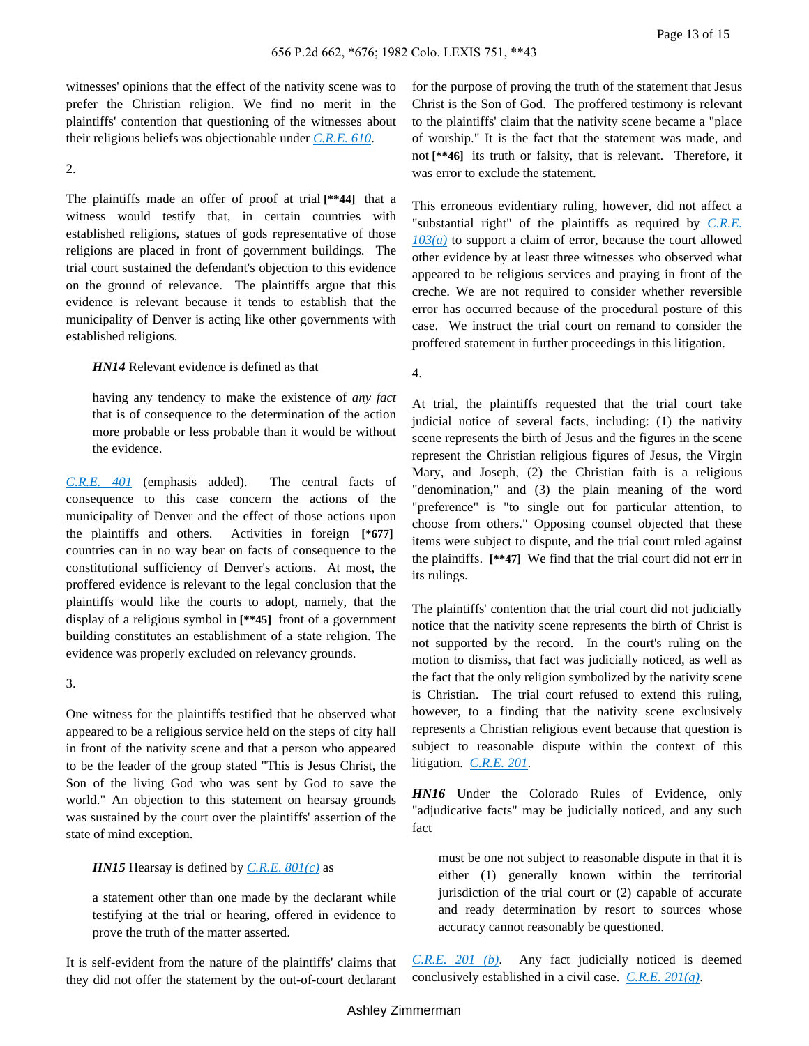witnesses' opinions that the effect of the nativity scene was to prefer the Christian religion. We find no merit in the plaintiffs' contention that questioning of the witnesses about their religious beliefs was objectionable under C.R.E. 610.

2.

The plaintiffs made an offer of proof at trial **[**44]** that a witness would testify that, in certain countries with established religions, statues of gods representative of those religions are placed in front of government buildings. The trial court sustained the defendant's objection to this evidence on the ground of relevance. The plaintiffs argue that this evidence is relevant because it tends to establish that the municipality of Denver is acting like other governments with established religions.

> ***HN14*** Relevant evidence is defined as that
>
> having any tendency to make the existence of *any fact* that is of consequence to the determination of the action more probable or less probable than it would be without the evidence.

C.R.E. 401 (emphasis added). The central facts of consequence to this case concern the actions of the municipality of Denver and the effect of those actions upon the plaintiffs and others. Activities in foreign **[*677]** countries can in no way bear on facts of consequence to the constitutional sufficiency of Denver's actions. At most, the proffered evidence is relevant to the legal conclusion that the plaintiffs would like the courts to adopt, namely, that the display of a religious symbol in **[**45]** front of a government building constitutes an establishment of a state religion. The evidence was properly excluded on relevancy grounds.

3.

One witness for the plaintiffs testified that he observed what appeared to be a religious service held on the steps of city hall in front of the nativity scene and that a person who appeared to be the leader of the group stated "This is Jesus Christ, the Son of the living God who was sent by God to save the world." An objection to this statement on hearsay grounds was sustained by the court over the plaintiffs' assertion of the state of mind exception.

> ***HN15*** Hearsay is defined by C.R.E. 801(c) as
>
> a statement other than one made by the declarant while testifying at the trial or hearing, offered in evidence to prove the truth of the matter asserted.

It is self-evident from the nature of the plaintiffs' claims that they did not offer the statement by the out-of-court declarant for the purpose of proving the truth of the statement that Jesus Christ is the Son of God. The proffered testimony is relevant to the plaintiffs' claim that the nativity scene became a "place of worship." It is the fact that the statement was made, and not **[**46]** its truth or falsity, that is relevant. Therefore, it was error to exclude the statement.

This erroneous evidentiary ruling, however, did not affect a "substantial right" of the plaintiffs as required by C.R.E. 103(a) to support a claim of error, because the court allowed other evidence by at least three witnesses who observed what appeared to be religious services and praying in front of the creche. We are not required to consider whether reversible error has occurred because of the procedural posture of this case. We instruct the trial court on remand to consider the proffered statement in further proceedings in this litigation.

4.

At trial, the plaintiffs requested that the trial court take judicial notice of several facts, including: (1) the nativity scene represents the birth of Jesus and the figures in the scene represent the Christian religious figures of Jesus, the Virgin Mary, and Joseph, (2) the Christian faith is a religious "denomination," and (3) the plain meaning of the word "preference" is "to single out for particular attention, to choose from others." Opposing counsel objected that these items were subject to dispute, and the trial court ruled against the plaintiffs. **[**47]** We find that the trial court did not err in its rulings.

The plaintiffs' contention that the trial court did not judicially notice that the nativity scene represents the birth of Christ is not supported by the record. In the court's ruling on the motion to dismiss, that fact was judicially noticed, as well as the fact that the only religion symbolized by the nativity scene is Christian. The trial court refused to extend this ruling, however, to a finding that the nativity scene exclusively represents a Christian religious event because that question is subject to reasonable dispute within the context of this litigation. C.R.E. 201.

***HN16*** Under the Colorado Rules of Evidence, only "adjudicative facts" may be judicially noticed, and any such fact

> must be one not subject to reasonable dispute in that it is either (1) generally known within the territorial jurisdiction of the trial court or (2) capable of accurate and ready determination by resort to sources whose accuracy cannot reasonably be questioned.

C.R.E. 201 (b). Any fact judicially noticed is deemed conclusively established in a civil case. C.R.E. 201(g).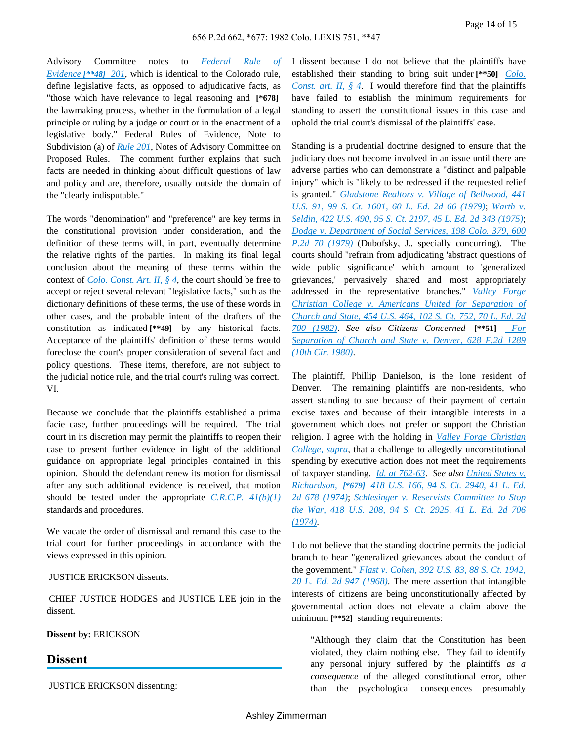Advisory Committee notes to *Federal Rule of Evidence [**48] 201*, which is identical to the Colorado rule, define legislative facts, as opposed to adjudicative facts, as "those which have relevance to legal reasoning and **[*678]** the lawmaking process, whether in the formulation of a legal principle or ruling by a judge or court or in the enactment of a legislative body." Federal Rules of Evidence, Note to Subdivision (a) of *Rule 201*, Notes of Advisory Committee on Proposed Rules. The comment further explains that such facts are needed in thinking about difficult questions of law and policy and are, therefore, usually outside the domain of the "clearly indisputable."

The words "denomination" and "preference" are key terms in the constitutional provision under consideration, and the definition of these terms will, in part, eventually determine the relative rights of the parties. In making its final legal conclusion about the meaning of these terms within the context of *Colo. Const. Art. II, § 4*, the court should be free to accept or reject several relevant "legislative facts," such as the dictionary definitions of these terms, the use of these words in other cases, and the probable intent of the drafters of the constitution as indicated **[**49]** by any historical facts. Acceptance of the plaintiffs' definition of these terms would foreclose the court's proper consideration of several fact and policy questions. These items, therefore, are not subject to the judicial notice rule, and the trial court's ruling was correct.
VI.

Because we conclude that the plaintiffs established a prima facie case, further proceedings will be required. The trial court in its discretion may permit the plaintiffs to reopen their case to present further evidence in light of the additional guidance on appropriate legal principles contained in this opinion. Should the defendant renew its motion for dismissal after any such additional evidence is received, that motion should be tested under the appropriate *C.R.C.P. 41(b)(1)* standards and procedures.

We vacate the order of dismissal and remand this case to the trial court for further proceedings in accordance with the views expressed in this opinion.

JUSTICE ERICKSON dissents.

CHIEF JUSTICE HODGES and JUSTICE LEE join in the dissent.

**Dissent by:** ERICKSON

## Dissent

JUSTICE ERICKSON dissenting:

I dissent because I do not believe that the plaintiffs have established their standing to bring suit under **[**50]** *Colo. Const. art. II, § 4*. I would therefore find that the plaintiffs have failed to establish the minimum requirements for standing to assert the constitutional issues in this case and uphold the trial court's dismissal of the plaintiffs' case.

Standing is a prudential doctrine designed to ensure that the judiciary does not become involved in an issue until there are adverse parties who can demonstrate a "distinct and palpable injury" which is "likely to be redressed if the requested relief is granted." *Gladstone Realtors v. Village of Bellwood, 441 U.S. 91, 99 S. Ct. 1601, 60 L. Ed. 2d 66 (1979)*; *Warth v. Seldin, 422 U.S. 490, 95 S. Ct. 2197, 45 L. Ed. 2d 343 (1975)*; *Dodge v. Department of Social Services, 198 Colo. 379, 600 P.2d 70 (1979)* (Dubofsky, J., specially concurring). The courts should "refrain from adjudicating 'abstract questions of wide public significance' which amount to 'generalized grievances,' pervasively shared and most appropriately addressed in the representative branches." *Valley Forge Christian College v. Americans United for Separation of Church and State, 454 U.S. 464, 102 S. Ct. 752, 70 L. Ed. 2d 700 (1982)*. *See also* Citizens Concerned **[**51]** *For Separation of Church and State v. Denver, 628 F.2d 1289 (10th Cir. 1980)*.

The plaintiff, Phillip Danielson, is the lone resident of Denver. The remaining plaintiffs are non-residents, who assert standing to sue because of their payment of certain excise taxes and because of their intangible interests in a government which does not prefer or support the Christian religion. I agree with the holding in *Valley Forge Christian College, supra*, that a challenge to allegedly unconstitutional spending by executive action does not meet the requirements of taxpayer standing. *Id. at 762-63*. *See also* *United States v. Richardson, [*679] 418 U.S. 166, 94 S. Ct. 2940, 41 L. Ed. 2d 678 (1974)*; *Schlesinger v. Reservists Committee to Stop the War, 418 U.S. 208, 94 S. Ct. 2925, 41 L. Ed. 2d 706 (1974)*.

I do not believe that the standing doctrine permits the judicial branch to hear "generalized grievances about the conduct of the government." *Flast v. Cohen, 392 U.S. 83, 88 S. Ct. 1942, 20 L. Ed. 2d 947 (1968)*. The mere assertion that intangible interests of citizens are being unconstitutionally affected by governmental action does not elevate a claim above the minimum **[**52]** standing requirements:

> "Although they claim that the Constitution has been violated, they claim nothing else. They fail to identify any personal injury suffered by the plaintiffs *as a consequence* of the alleged constitutional error, other than the psychological consequences presumably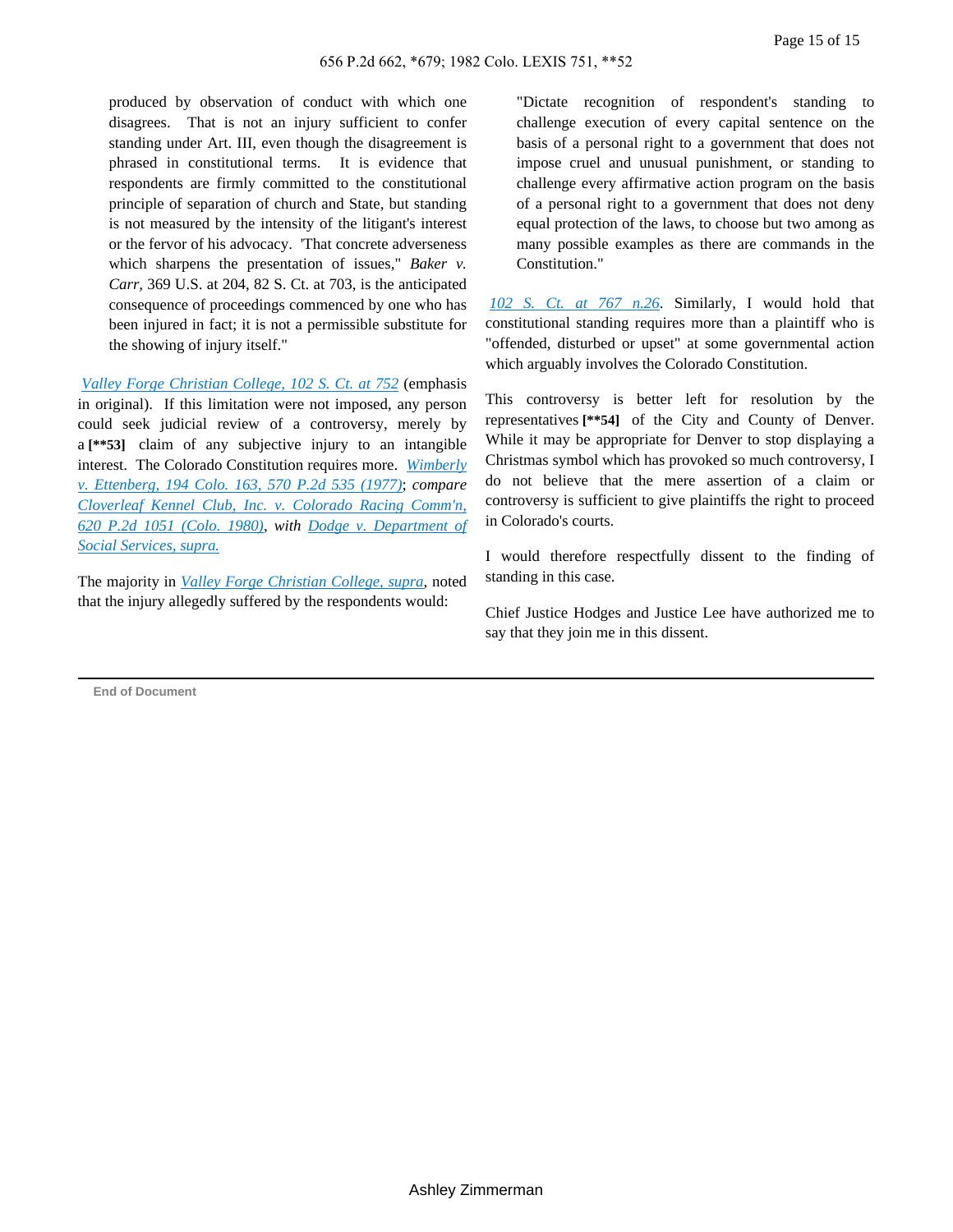produced by observation of conduct with which one disagrees. That is not an injury sufficient to confer standing under Art. III, even though the disagreement is phrased in constitutional terms. It is evidence that respondents are firmly committed to the constitutional principle of separation of church and State, but standing is not measured by the intensity of the litigant's interest or the fervor of his advocacy. 'That concrete adverseness which sharpens the presentation of issues," *Baker v. Carr,* 369 U.S. at 204, 82 S. Ct. at 703, is the anticipated consequence of proceedings commenced by one who has been injured in fact; it is not a permissible substitute for the showing of injury itself."

*Valley Forge Christian College, 102 S. Ct. at 752* (emphasis in original). If this limitation were not imposed, any person could seek judicial review of a controversy, merely by a **[**53]** claim of any subjective injury to an intangible interest. The Colorado Constitution requires more. *Wimberly v. Ettenberg, 194 Colo. 163, 570 P.2d 535 (1977)*; *compare Cloverleaf Kennel Club, Inc. v. Colorado Racing Comm'n, 620 P.2d 1051 (Colo. 1980)*, *with Dodge v. Department of Social Services, supra.*

The majority in *Valley Forge Christian College, supra*, noted that the injury allegedly suffered by the respondents would:

"Dictate recognition of respondent's standing to challenge execution of every capital sentence on the basis of a personal right to a government that does not impose cruel and unusual punishment, or standing to challenge every affirmative action program on the basis of a personal right to a government that does not deny equal protection of the laws, to choose but two among as many possible examples as there are commands in the Constitution."

*102 S. Ct. at 767 n.26*. Similarly, I would hold that constitutional standing requires more than a plaintiff who is "offended, disturbed or upset" at some governmental action which arguably involves the Colorado Constitution.

This controversy is better left for resolution by the representatives **[**54]** of the City and County of Denver. While it may be appropriate for Denver to stop displaying a Christmas symbol which has provoked so much controversy, I do not believe that the mere assertion of a claim or controversy is sufficient to give plaintiffs the right to proceed in Colorado's courts.

I would therefore respectfully dissent to the finding of standing in this case.

Chief Justice Hodges and Justice Lee have authorized me to say that they join me in this dissent.

---

End of Document